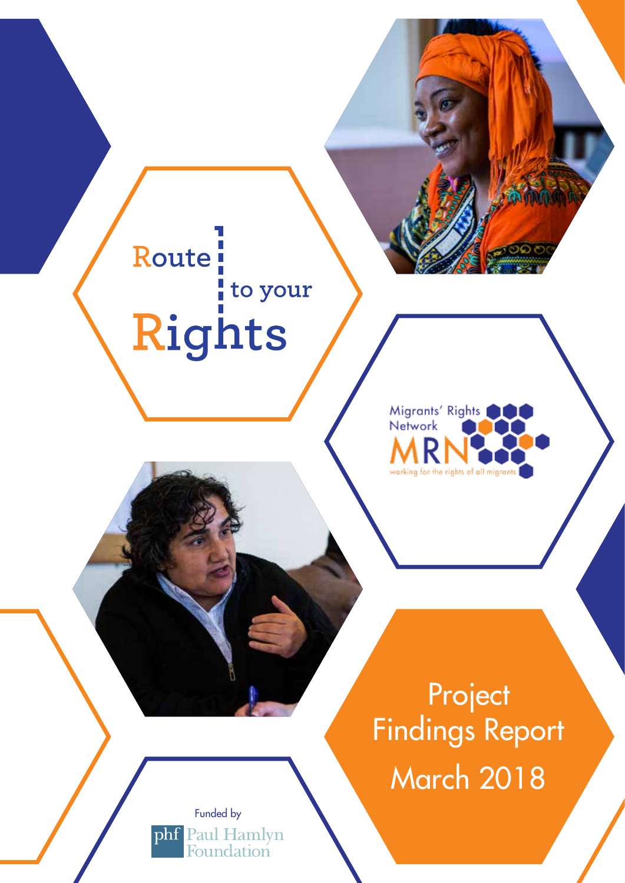# Route to your Rights

Migrants' Rights Network

MRN

working for the rights of all migrants

## Project Findings Report

March 2018

Funded by

phf Paul Hamlyn Foundation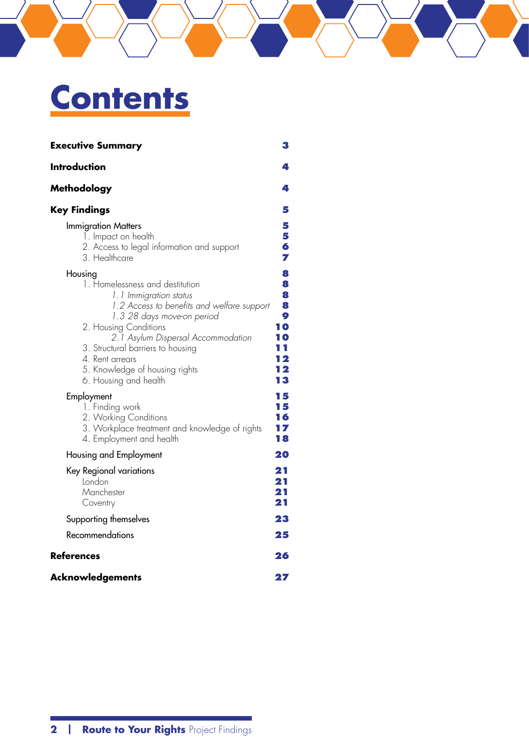# Contents

| | |
|---|---|
| **Executive Summary** | 3 |
| **Introduction** | 4 |
| **Methodology** | 4 |
| **Key Findings** | 5 |
| Immigration Matters | 5 |
| 1. Impact on health | 5 |
| 2. Access to legal information and support | 6 |
| 3. Healthcare | 7 |
| Housing | 8 |
| 1. Homelessness and destitution | 8 |
| *1.1 Immigration status* | 8 |
| *1.2 Access to benefits and welfare support* | 8 |
| *1.3 28 days move-on period* | 9 |
| 2. Housing Conditions | 10 |
| *2.1 Asylum Dispersal Accommodation* | 10 |
| 3. Structural barriers to housing | 11 |
| 4. Rent arrears | 12 |
| 5. Knowledge of housing rights | 12 |
| 6. Housing and health | 13 |
| Employment | 15 |
| 1. Finding work | 15 |
| 2. Working Conditions | 16 |
| 3. Workplace treatment and knowledge of rights | 17 |
| 4. Employment and health | 18 |
| Housing and Employment | 20 |
| Key Regional variations | 21 |
| London | 21 |
| Manchester | 21 |
| Coventry | 21 |
| Supporting themselves | 23 |
| Recommendations | 25 |
| **References** | 26 |
| **Acknowledgements** | 27 |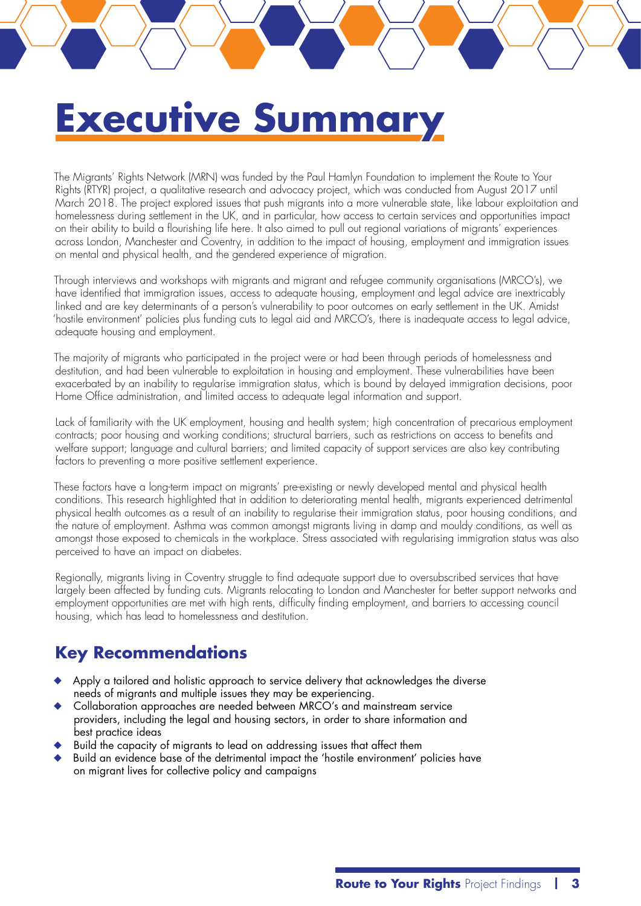# Executive Summary

The Migrants' Rights Network (MRN) was funded by the Paul Hamlyn Foundation to implement the Route to Your Rights (RTYR) project, a qualitative research and advocacy project, which was conducted from August 2017 until March 2018. The project explored issues that push migrants into a more vulnerable state, like labour exploitation and homelessness during settlement in the UK, and in particular, how access to certain services and opportunities impact on their ability to build a flourishing life here. It also aimed to pull out regional variations of migrants' experiences across London, Manchester and Coventry, in addition to the impact of housing, employment and immigration issues on mental and physical health, and the gendered experience of migration.

Through interviews and workshops with migrants and migrant and refugee community organisations (MRCO's), we have identified that immigration issues, access to adequate housing, employment and legal advice are inextricably linked and are key determinants of a person's vulnerability to poor outcomes on early settlement in the UK. Amidst 'hostile environment' policies plus funding cuts to legal aid and MRCO's, there is inadequate access to legal advice, adequate housing and employment.

The majority of migrants who participated in the project were or had been through periods of homelessness and destitution, and had been vulnerable to exploitation in housing and employment. These vulnerabilities have been exacerbated by an inability to regularise immigration status, which is bound by delayed immigration decisions, poor Home Office administration, and limited access to adequate legal information and support.

Lack of familiarity with the UK employment, housing and health system; high concentration of precarious employment contracts; poor housing and working conditions; structural barriers, such as restrictions on access to benefits and welfare support; language and cultural barriers; and limited capacity of support services are also key contributing factors to preventing a more positive settlement experience.

These factors have a long-term impact on migrants' pre-existing or newly developed mental and physical health conditions. This research highlighted that in addition to deteriorating mental health, migrants experienced detrimental physical health outcomes as a result of an inability to regularise their immigration status, poor housing conditions, and the nature of employment. Asthma was common amongst migrants living in damp and mouldy conditions, as well as amongst those exposed to chemicals in the workplace. Stress associated with regularising immigration status was also perceived to have an impact on diabetes.

Regionally, migrants living in Coventry struggle to find adequate support due to oversubscribed services that have largely been affected by funding cuts. Migrants relocating to London and Manchester for better support networks and employment opportunities are met with high rents, difficulty finding employment, and barriers to accessing council housing, which has lead to homelessness and destitution.

## Key Recommendations

- Apply a tailored and holistic approach to service delivery that acknowledges the diverse needs of migrants and multiple issues they may be experiencing.
- Collaboration approaches are needed between MRCO's and mainstream service providers, including the legal and housing sectors, in order to share information and best practice ideas
- Build the capacity of migrants to lead on addressing issues that affect them
- Build an evidence base of the detrimental impact the 'hostile environment' policies have on migrant lives for collective policy and campaigns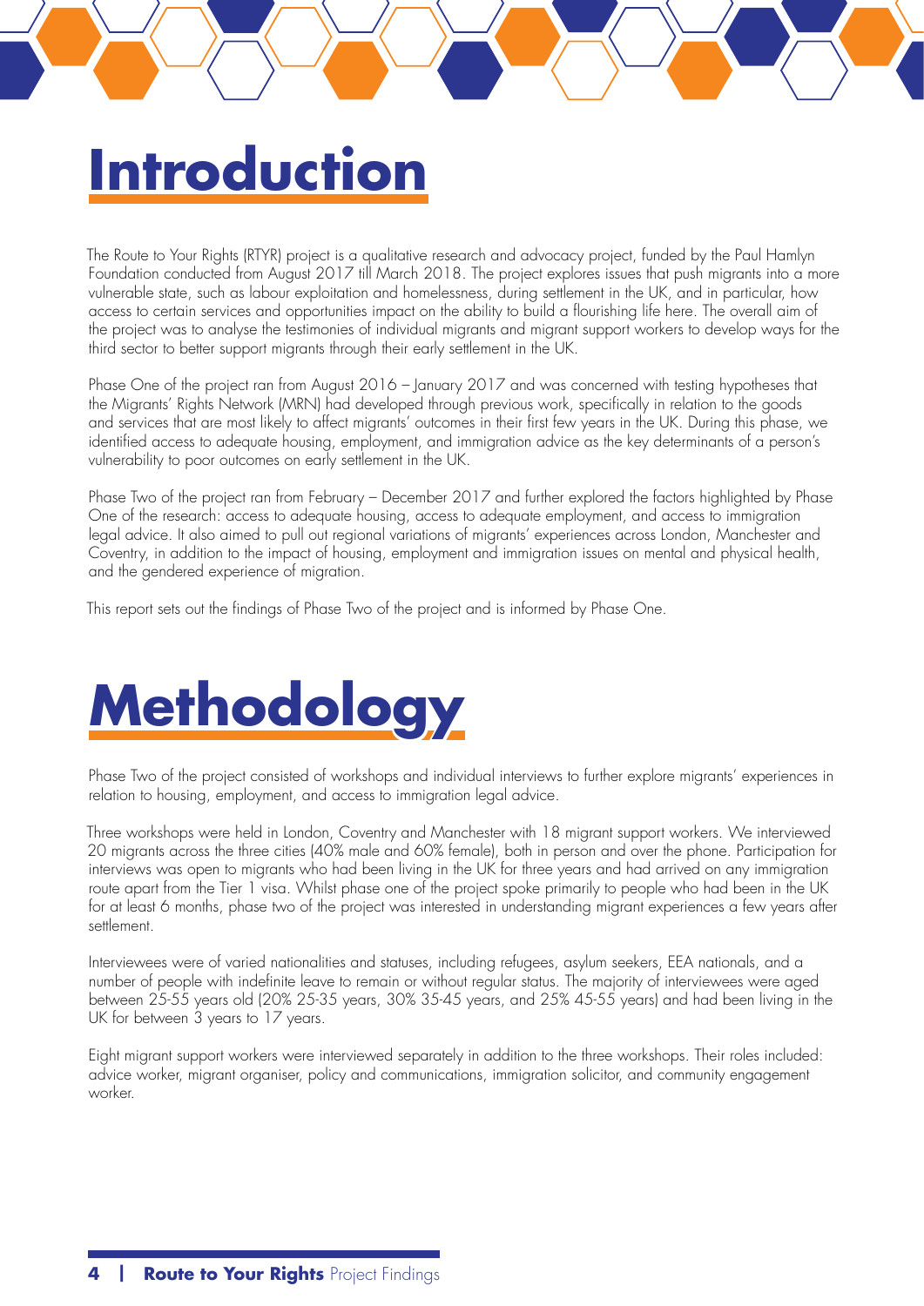# Introduction

The Route to Your Rights (RTYR) project is a qualitative research and advocacy project, funded by the Paul Hamlyn Foundation conducted from August 2017 till March 2018. The project explores issues that push migrants into a more vulnerable state, such as labour exploitation and homelessness, during settlement in the UK, and in particular, how access to certain services and opportunities impact on the ability to build a flourishing life here. The overall aim of the project was to analyse the testimonies of individual migrants and migrant support workers to develop ways for the third sector to better support migrants through their early settlement in the UK.

Phase One of the project ran from August 2016 – January 2017 and was concerned with testing hypotheses that the Migrants' Rights Network (MRN) had developed through previous work, specifically in relation to the goods and services that are most likely to affect migrants' outcomes in their first few years in the UK. During this phase, we identified access to adequate housing, employment, and immigration advice as the key determinants of a person's vulnerability to poor outcomes on early settlement in the UK.

Phase Two of the project ran from February – December 2017 and further explored the factors highlighted by Phase One of the research: access to adequate housing, access to adequate employment, and access to immigration legal advice. It also aimed to pull out regional variations of migrants' experiences across London, Manchester and Coventry, in addition to the impact of housing, employment and immigration issues on mental and physical health, and the gendered experience of migration.

This report sets out the findings of Phase Two of the project and is informed by Phase One.

# Methodology

Phase Two of the project consisted of workshops and individual interviews to further explore migrants' experiences in relation to housing, employment, and access to immigration legal advice.

Three workshops were held in London, Coventry and Manchester with 18 migrant support workers. We interviewed 20 migrants across the three cities (40% male and 60% female), both in person and over the phone. Participation for interviews was open to migrants who had been living in the UK for three years and had arrived on any immigration route apart from the Tier 1 visa. Whilst phase one of the project spoke primarily to people who had been in the UK for at least 6 months, phase two of the project was interested in understanding migrant experiences a few years after settlement.

Interviewees were of varied nationalities and statuses, including refugees, asylum seekers, EEA nationals, and a number of people with indefinite leave to remain or without regular status. The majority of interviewees were aged between 25-55 years old (20% 25-35 years, 30% 35-45 years, and 25% 45-55 years) and had been living in the UK for between 3 years to 17 years.

Eight migrant support workers were interviewed separately in addition to the three workshops. Their roles included: advice worker, migrant organiser, policy and communications, immigration solicitor, and community engagement worker.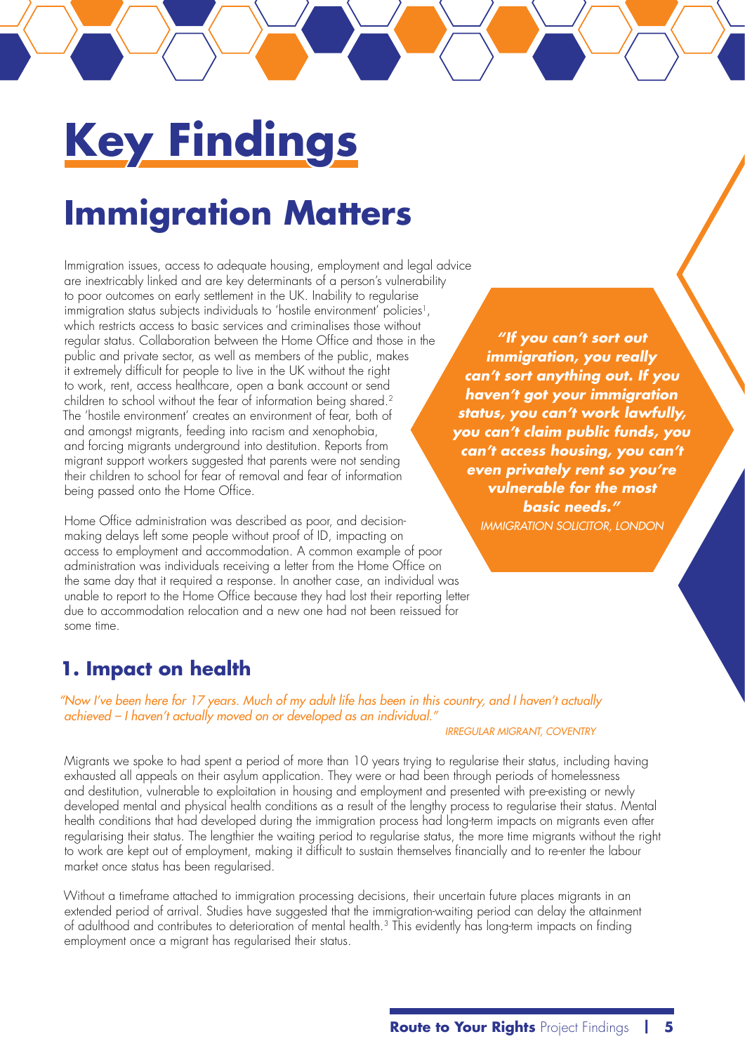# Key Findings

## Immigration Matters

Immigration issues, access to adequate housing, employment and legal advice are inextricably linked and are key determinants of a person's vulnerability to poor outcomes on early settlement in the UK. Inability to regularise immigration status subjects individuals to 'hostile environment' policies[1], which restricts access to basic services and criminalises those without regular status. Collaboration between the Home Office and those in the public and private sector, as well as members of the public, makes it extremely difficult for people to live in the UK without the right to work, rent, access healthcare, open a bank account or send children to school without the fear of information being shared.[2] The 'hostile environment' creates an environment of fear, both of and amongst migrants, feeding into racism and xenophobia, and forcing migrants underground into destitution. Reports from migrant support workers suggested that parents were not sending their children to school for fear of removal and fear of information being passed onto the Home Office.

> ***"If you can't sort out immigration, you really can't sort anything out. If you haven't got your immigration status, you can't work lawfully, you can't claim public funds, you can't access housing, you can't even privately rent so you're vulnerable for the most basic needs."***
> *IMMIGRATION SOLICITOR, LONDON*

Home Office administration was described as poor, and decision-making delays left some people without proof of ID, impacting on access to employment and accommodation. A common example of poor administration was individuals receiving a letter from the Home Office on the same day that it required a response. In another case, an individual was unable to report to the Home Office because they had lost their reporting letter due to accommodation relocation and a new one had not been reissued for some time.

### 1. Impact on health

> *"Now I've been here for 17 years. Much of my adult life has been in this country, and I haven't actually achieved – I haven't actually moved on or developed as an individual."*
> *IRREGULAR MIGRANT, COVENTRY*

Migrants we spoke to had spent a period of more than 10 years trying to regularise their status, including having exhausted all appeals on their asylum application. They were or had been through periods of homelessness and destitution, vulnerable to exploitation in housing and employment and presented with pre-existing or newly developed mental and physical health conditions as a result of the lengthy process to regularise their status. Mental health conditions that had developed during the immigration process had long-term impacts on migrants even after regularising their status. The lengthier the waiting period to regularise status, the more time migrants without the right to work are kept out of employment, making it difficult to sustain themselves financially and to re-enter the labour market once status has been regularised.

Without a timeframe attached to immigration processing decisions, their uncertain future places migrants in an extended period of arrival. Studies have suggested that the immigration-waiting period can delay the attainment of adulthood and contributes to deterioration of mental health.[3] This evidently has long-term impacts on finding employment once a migrant has regularised their status.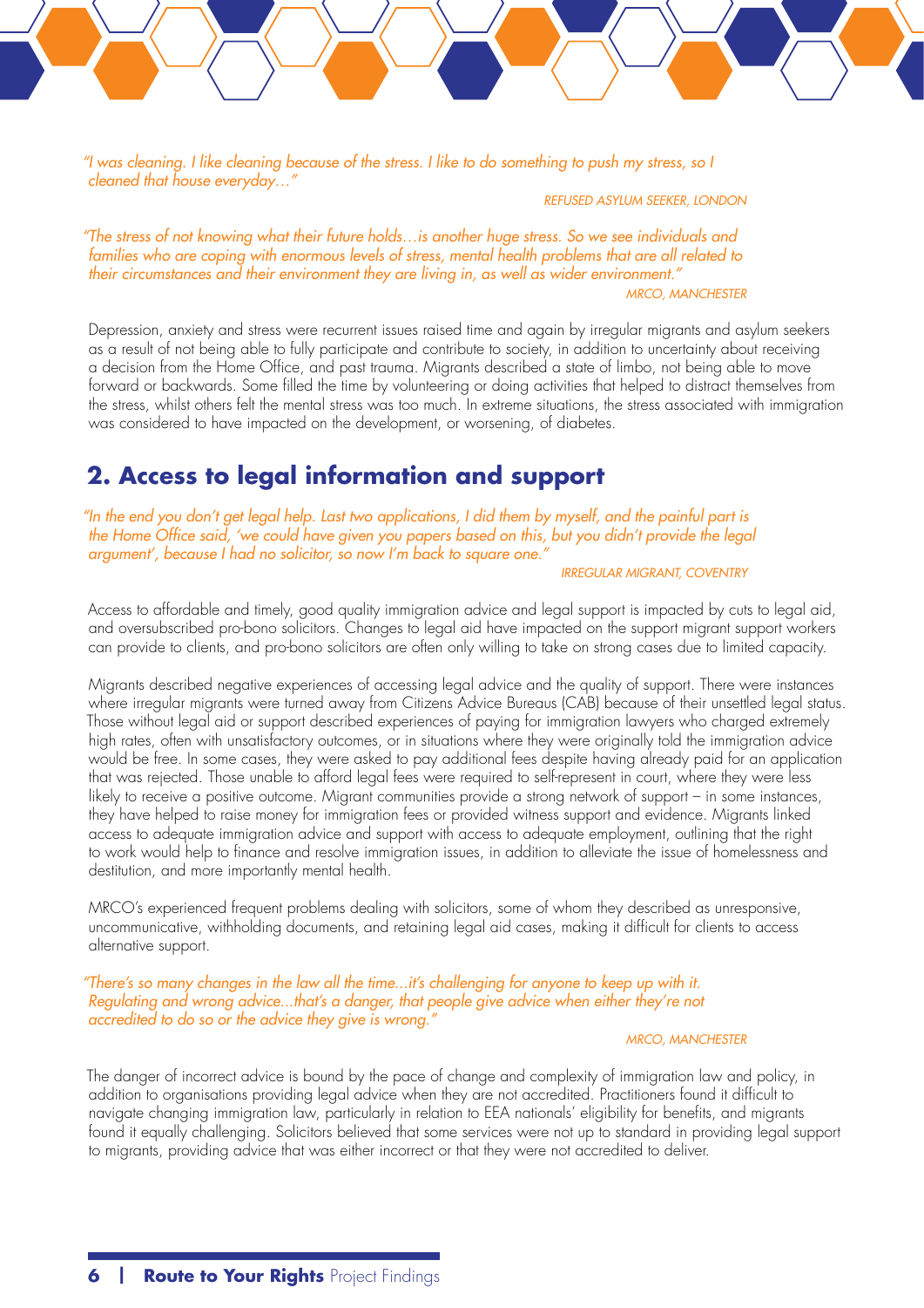*"I was cleaning. I like cleaning because of the stress. I like to do something to push my stress, so I cleaned that house everyday…"*

REFUSED ASYLUM SEEKER, LONDON

*"The stress of not knowing what their future holds…is another huge stress. So we see individuals and families who are coping with enormous levels of stress, mental health problems that are all related to their circumstances and their environment they are living in, as well as wider environment."*

MRCO, MANCHESTER

Depression, anxiety and stress were recurrent issues raised time and again by irregular migrants and asylum seekers as a result of not being able to fully participate and contribute to society, in addition to uncertainty about receiving a decision from the Home Office, and past trauma. Migrants described a state of limbo, not being able to move forward or backwards. Some filled the time by volunteering or doing activities that helped to distract themselves from the stress, whilst others felt the mental stress was too much. In extreme situations, the stress associated with immigration was considered to have impacted on the development, or worsening, of diabetes.

## 2. Access to legal information and support

*"In the end you don't get legal help. Last two applications, I did them by myself, and the painful part is the Home Office said, 'we could have given you papers based on this, but you didn't provide the legal argument', because I had no solicitor, so now I'm back to square one."*

IRREGULAR MIGRANT, COVENTRY

Access to affordable and timely, good quality immigration advice and legal support is impacted by cuts to legal aid, and oversubscribed pro-bono solicitors. Changes to legal aid have impacted on the support migrant support workers can provide to clients, and pro-bono solicitors are often only willing to take on strong cases due to limited capacity.

Migrants described negative experiences of accessing legal advice and the quality of support. There were instances where irregular migrants were turned away from Citizens Advice Bureaus (CAB) because of their unsettled legal status. Those without legal aid or support described experiences of paying for immigration lawyers who charged extremely high rates, often with unsatisfactory outcomes, or in situations where they were originally told the immigration advice would be free. In some cases, they were asked to pay additional fees despite having already paid for an application that was rejected. Those unable to afford legal fees were required to self-represent in court, where they were less likely to receive a positive outcome. Migrant communities provide a strong network of support – in some instances, they have helped to raise money for immigration fees or provided witness support and evidence. Migrants linked access to adequate immigration advice and support with access to adequate employment, outlining that the right to work would help to finance and resolve immigration issues, in addition to alleviate the issue of homelessness and destitution, and more importantly mental health.

MRCO's experienced frequent problems dealing with solicitors, some of whom they described as unresponsive, uncommunicative, withholding documents, and retaining legal aid cases, making it difficult for clients to access alternative support.

*"There's so many changes in the law all the time...it's challenging for anyone to keep up with it. Regulating and wrong advice...that's a danger, that people give advice when either they're not accredited to do so or the advice they give is wrong."*

MRCO, MANCHESTER

The danger of incorrect advice is bound by the pace of change and complexity of immigration law and policy, in addition to organisations providing legal advice when they are not accredited. Practitioners found it difficult to navigate changing immigration law, particularly in relation to EEA nationals' eligibility for benefits, and migrants found it equally challenging. Solicitors believed that some services were not up to standard in providing legal support to migrants, providing advice that was either incorrect or that they were not accredited to deliver.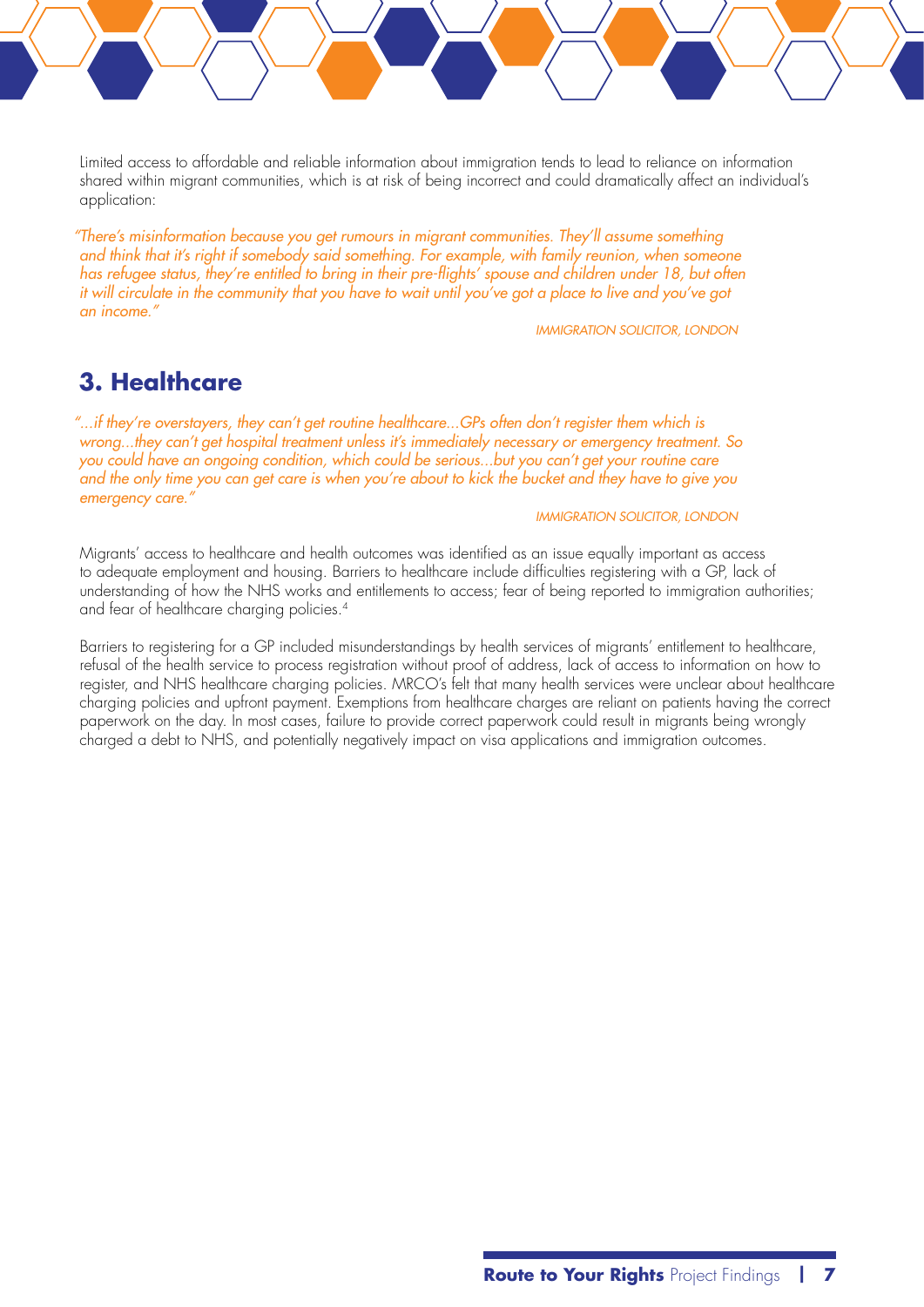Limited access to affordable and reliable information about immigration tends to lead to reliance on information shared within migrant communities, which is at risk of being incorrect and could dramatically affect an individual's application:

*"There's misinformation because you get rumours in migrant communities. They'll assume something and think that it's right if somebody said something. For example, with family reunion, when someone has refugee status, they're entitled to bring in their pre-flights' spouse and children under 18, but often it will circulate in the community that you have to wait until you've got a place to live and you've got an income."*

*IMMIGRATION SOLICITOR, LONDON*

## 3. Healthcare

*"...if they're overstayers, they can't get routine healthcare...GPs often don't register them which is wrong...they can't get hospital treatment unless it's immediately necessary or emergency treatment. So you could have an ongoing condition, which could be serious...but you can't get your routine care and the only time you can get care is when you're about to kick the bucket and they have to give you emergency care."*

*IMMIGRATION SOLICITOR, LONDON*

Migrants' access to healthcare and health outcomes was identified as an issue equally important as access to adequate employment and housing. Barriers to healthcare include difficulties registering with a GP, lack of understanding of how the NHS works and entitlements to access; fear of being reported to immigration authorities; and fear of healthcare charging policies.[4]

Barriers to registering for a GP included misunderstandings by health services of migrants' entitlement to healthcare, refusal of the health service to process registration without proof of address, lack of access to information on how to register, and NHS healthcare charging policies. MRCO's felt that many health services were unclear about healthcare charging policies and upfront payment. Exemptions from healthcare charges are reliant on patients having the correct paperwork on the day. In most cases, failure to provide correct paperwork could result in migrants being wrongly charged a debt to NHS, and potentially negatively impact on visa applications and immigration outcomes.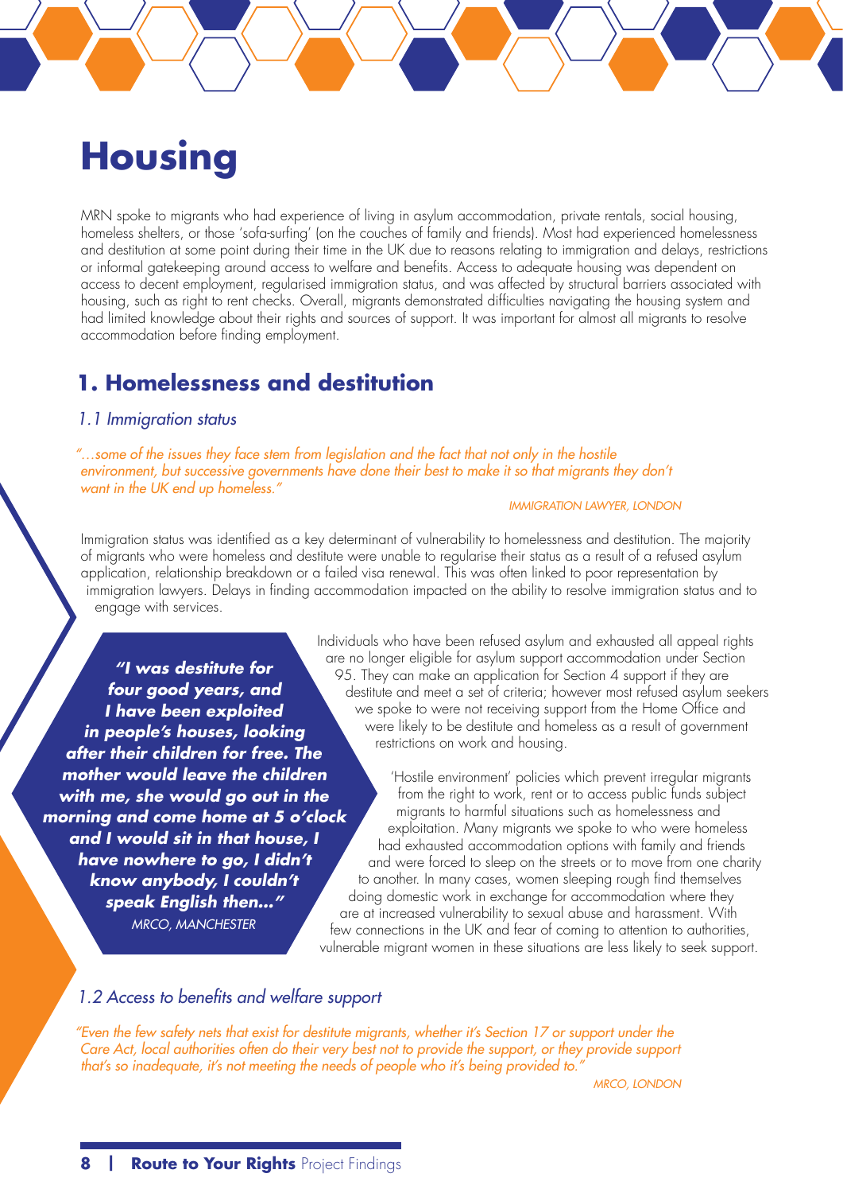# Housing

MRN spoke to migrants who had experience of living in asylum accommodation, private rentals, social housing, homeless shelters, or those 'sofa-surfing' (on the couches of family and friends). Most had experienced homelessness and destitution at some point during their time in the UK due to reasons relating to immigration and delays, restrictions or informal gatekeeping around access to welfare and benefits. Access to adequate housing was dependent on access to decent employment, regularised immigration status, and was affected by structural barriers associated with housing, such as right to rent checks. Overall, migrants demonstrated difficulties navigating the housing system and had limited knowledge about their rights and sources of support. It was important for almost all migrants to resolve accommodation before finding employment.

## 1. Homelessness and destitution

### *1.1 Immigration status*

*"...some of the issues they face stem from legislation and the fact that not only in the hostile environment, but successive governments have done their best to make it so that migrants they don't want in the UK end up homeless."*

*IMMIGRATION LAWYER, LONDON*

Immigration status was identified as a key determinant of vulnerability to homelessness and destitution. The majority of migrants who were homeless and destitute were unable to regularise their status as a result of a refused asylum application, relationship breakdown or a failed visa renewal. This was often linked to poor representation by immigration lawyers. Delays in finding accommodation impacted on the ability to resolve immigration status and to engage with services.

**"I was destitute for four good years, and I have been exploited in people's houses, looking after their children for free. The mother would leave the children with me, she would go out in the morning and come home at 5 o'clock and I would sit in that house, I have nowhere to go, I didn't know anybody, I couldn't speak English then..."**
*MRCO, MANCHESTER*

Individuals who have been refused asylum and exhausted all appeal rights are no longer eligible for asylum support accommodation under Section 95. They can make an application for Section 4 support if they are destitute and meet a set of criteria; however most refused asylum seekers we spoke to were not receiving support from the Home Office and were likely to be destitute and homeless as a result of government restrictions on work and housing.

'Hostile environment' policies which prevent irregular migrants from the right to work, rent or to access public funds subject migrants to harmful situations such as homelessness and exploitation. Many migrants we spoke to who were homeless had exhausted accommodation options with family and friends and were forced to sleep on the streets or to move from one charity to another. In many cases, women sleeping rough find themselves doing domestic work in exchange for accommodation where they are at increased vulnerability to sexual abuse and harassment. With few connections in the UK and fear of coming to attention to authorities, vulnerable migrant women in these situations are less likely to seek support.

### *1.2 Access to benefits and welfare support*

*"Even the few safety nets that exist for destitute migrants, whether it's Section 17 or support under the Care Act, local authorities often do their very best not to provide the support, or they provide support that's so inadequate, it's not meeting the needs of people who it's being provided to."*

*MRCO, LONDON*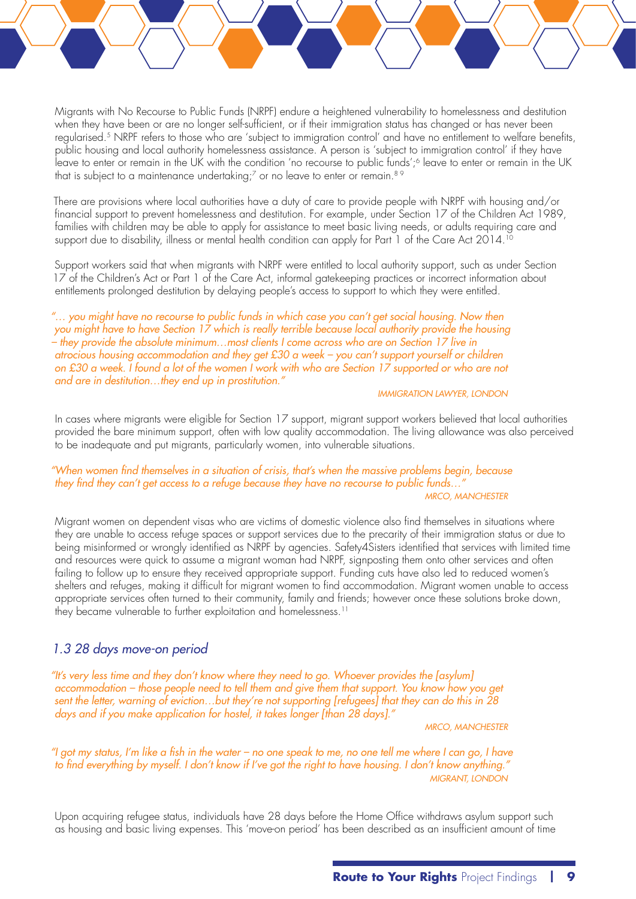Migrants with No Recourse to Public Funds (NRPF) endure a heightened vulnerability to homelessness and destitution when they have been or are no longer self-sufficient, or if their immigration status has changed or has never been regularised.[5] NRPF refers to those who are 'subject to immigration control' and have no entitlement to welfare benefits, public housing and local authority homelessness assistance. A person is 'subject to immigration control' if they have leave to enter or remain in the UK with the condition 'no recourse to public funds';[6] leave to enter or remain in the UK that is subject to a maintenance undertaking;[7] or no leave to enter or remain.[8 9]

There are provisions where local authorities have a duty of care to provide people with NRPF with housing and/or financial support to prevent homelessness and destitution. For example, under Section 17 of the Children Act 1989, families with children may be able to apply for assistance to meet basic living needs, or adults requiring care and support due to disability, illness or mental health condition can apply for Part 1 of the Care Act 2014.[10]

Support workers said that when migrants with NRPF were entitled to local authority support, such as under Section 17 of the Children's Act or Part 1 of the Care Act, informal gatekeeping practices or incorrect information about entitlements prolonged destitution by delaying people's access to support to which they were entitled.

*"... you might have no recourse to public funds in which case you can't get social housing. Now then you might have to have Section 17 which is really terrible because local authority provide the housing – they provide the absolute minimum…most clients I come across who are on Section 17 live in atrocious housing accommodation and they get £30 a week – you can't support yourself or children on £30 a week. I found a lot of the women I work with who are Section 17 supported or who are not and are in destitution…they end up in prostitution."*

*IMMIGRATION LAWYER, LONDON*

In cases where migrants were eligible for Section 17 support, migrant support workers believed that local authorities provided the bare minimum support, often with low quality accommodation. The living allowance was also perceived to be inadequate and put migrants, particularly women, into vulnerable situations.

*"When women find themselves in a situation of crisis, that's when the massive problems begin, because they find they can't get access to a refuge because they have no recourse to public funds..."*

*MRCO, MANCHESTER*

Migrant women on dependent visas who are victims of domestic violence also find themselves in situations where they are unable to access refuge spaces or support services due to the precarity of their immigration status or due to being misinformed or wrongly identified as NRPF by agencies. Safety4Sisters identified that services with limited time and resources were quick to assume a migrant woman had NRPF, signposting them onto other services and often failing to follow up to ensure they received appropriate support. Funding cuts have also led to reduced women's shelters and refuges, making it difficult for migrant women to find accommodation. Migrant women unable to access appropriate services often turned to their community, family and friends; however once these solutions broke down, they became vulnerable to further exploitation and homelessness.[11]

## 1.3 28 days move-on period

*"It's very less time and they don't know where they need to go. Whoever provides the [asylum] accommodation – those people need to tell them and give them that support. You know how you get sent the letter, warning of eviction…but they're not supporting [refugees] that they can do this in 28 days and if you make application for hostel, it takes longer [than 28 days]."*

*MRCO, MANCHESTER*

*"I got my status, I'm like a fish in the water – no one speak to me, no one tell me where I can go, I have to find everything by myself. I don't know if I've got the right to have housing. I don't know anything."*

*MIGRANT, LONDON*

Upon acquiring refugee status, individuals have 28 days before the Home Office withdraws asylum support such as housing and basic living expenses. This 'move-on period' has been described as an insufficient amount of time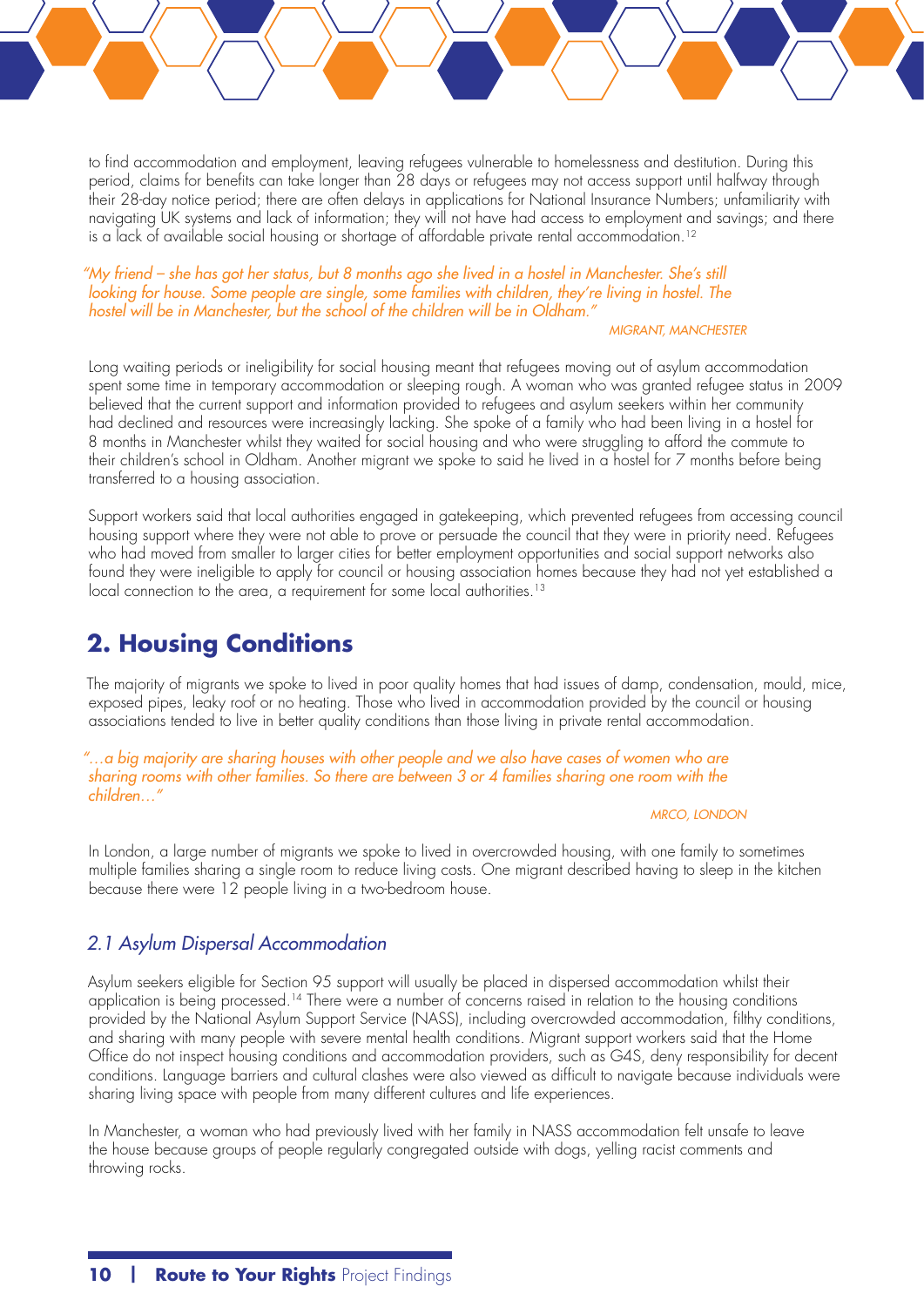to find accommodation and employment, leaving refugees vulnerable to homelessness and destitution. During this period, claims for benefits can take longer than 28 days or refugees may not access support until halfway through their 28-day notice period; there are often delays in applications for National Insurance Numbers; unfamiliarity with navigating UK systems and lack of information; they will not have had access to employment and savings; and there is a lack of available social housing or shortage of affordable private rental accommodation.[12]

> *"My friend – she has got her status, but 8 months ago she lived in a hostel in Manchester. She's still looking for house. Some people are single, some families with children, they're living in hostel. The hostel will be in Manchester, but the school of the children will be in Oldham."*
>
> *MIGRANT, MANCHESTER*

Long waiting periods or ineligibility for social housing meant that refugees moving out of asylum accommodation spent some time in temporary accommodation or sleeping rough. A woman who was granted refugee status in 2009 believed that the current support and information provided to refugees and asylum seekers within her community had declined and resources were increasingly lacking. She spoke of a family who had been living in a hostel for 8 months in Manchester whilst they waited for social housing and who were struggling to afford the commute to their children's school in Oldham. Another migrant we spoke to said he lived in a hostel for 7 months before being transferred to a housing association.

Support workers said that local authorities engaged in gatekeeping, which prevented refugees from accessing council housing support where they were not able to prove or persuade the council that they were in priority need. Refugees who had moved from smaller to larger cities for better employment opportunities and social support networks also found they were ineligible to apply for council or housing association homes because they had not yet established a local connection to the area, a requirement for some local authorities.[13]

## 2. Housing Conditions

The majority of migrants we spoke to lived in poor quality homes that had issues of damp, condensation, mould, mice, exposed pipes, leaky roof or no heating. Those who lived in accommodation provided by the council or housing associations tended to live in better quality conditions than those living in private rental accommodation.

> *"…a big majority are sharing houses with other people and we also have cases of women who are sharing rooms with other families. So there are between 3 or 4 families sharing one room with the children…"*
>
> *MRCO, LONDON*

In London, a large number of migrants we spoke to lived in overcrowded housing, with one family to sometimes multiple families sharing a single room to reduce living costs. One migrant described having to sleep in the kitchen because there were 12 people living in a two-bedroom house.

### *2.1 Asylum Dispersal Accommodation*

Asylum seekers eligible for Section 95 support will usually be placed in dispersed accommodation whilst their application is being processed.[14] There were a number of concerns raised in relation to the housing conditions provided by the National Asylum Support Service (NASS), including overcrowded accommodation, filthy conditions, and sharing with many people with severe mental health conditions. Migrant support workers said that the Home Office do not inspect housing conditions and accommodation providers, such as G4S, deny responsibility for decent conditions. Language barriers and cultural clashes were also viewed as difficult to navigate because individuals were sharing living space with people from many different cultures and life experiences.

In Manchester, a woman who had previously lived with her family in NASS accommodation felt unsafe to leave the house because groups of people regularly congregated outside with dogs, yelling racist comments and throwing rocks.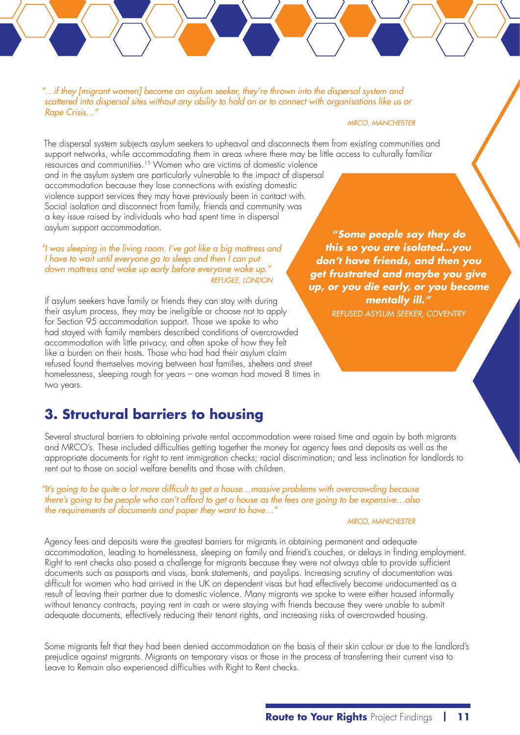*"…if they [migrant women] become an asylum seeker, they're thrown into the dispersal system and scattered into dispersal sites without any ability to hold on or to connect with organisations like us or Rape Crisis…"*

MRCO, MANCHESTER

The dispersal system subjects asylum seekers to upheaval and disconnects them from existing communities and support networks, while accommodating them in areas where there may be little access to culturally familiar resources and communities.[15] Women who are victims of domestic violence and in the asylum system are particularly vulnerable to the impact of dispersal accommodation because they lose connections with existing domestic violence support services they may have previously been in contact with. Social isolation and disconnect from family, friends and community was a key issue raised by individuals who had spent time in dispersal asylum support accommodation.

*"I was sleeping in the living room. I've got like a big mattress and I have to wait until everyone go to sleep and then I can put down mattress and wake up early before everyone wake up."*

REFUGEE, LONDON

**"Some people say they do this so you are isolated…you don't have friends, and then you get frustrated and maybe you give up, or you die early, or you become mentally ill."**

REFUSED ASYLUM SEEKER, COVENTRY

If asylum seekers have family or friends they can stay with during their asylum process, they may be ineligible or choose not to apply for Section 95 accommodation support. Those we spoke to who had stayed with family members described conditions of overcrowded accommodation with little privacy, and often spoke of how they felt like a burden on their hosts. Those who had had their asylum claim refused found themselves moving between host families, shelters and street homelessness, sleeping rough for years – one woman had moved 8 times in two years.

## 3. Structural barriers to housing

Several structural barriers to obtaining private rental accommodation were raised time and again by both migrants and MRCO's. These included difficulties getting together the money for agency fees and deposits as well as the appropriate documents for right to rent immigration checks; racial discrimination; and less inclination for landlords to rent out to those on social welfare benefits and those with children.

*"It's going to be quite a lot more difficult to get a house…massive problems with overcrowding because there's going to be people who can't afford to get a house as the fees are going to be expensive…also the requirements of documents and paper they want to have…"*

MRCO, MANCHESTER

Agency fees and deposits were the greatest barriers for migrants in obtaining permanent and adequate accommodation, leading to homelessness, sleeping on family and friend's couches, or delays in finding employment. Right to rent checks also posed a challenge for migrants because they were not always able to provide sufficient documents such as passports and visas, bank statements, and payslips. Increasing scrutiny of documentation was difficult for women who had arrived in the UK on dependent visas but had effectively become undocumented as a result of leaving their partner due to domestic violence. Many migrants we spoke to were either housed informally without tenancy contracts, paying rent in cash or were staying with friends because they were unable to submit adequate documents, effectively reducing their tenant rights, and increasing risks of overcrowded housing.

Some migrants felt that they had been denied accommodation on the basis of their skin colour or due to the landlord's prejudice against migrants. Migrants on temporary visas or those in the process of transferring their current visa to Leave to Remain also experienced difficulties with Right to Rent checks.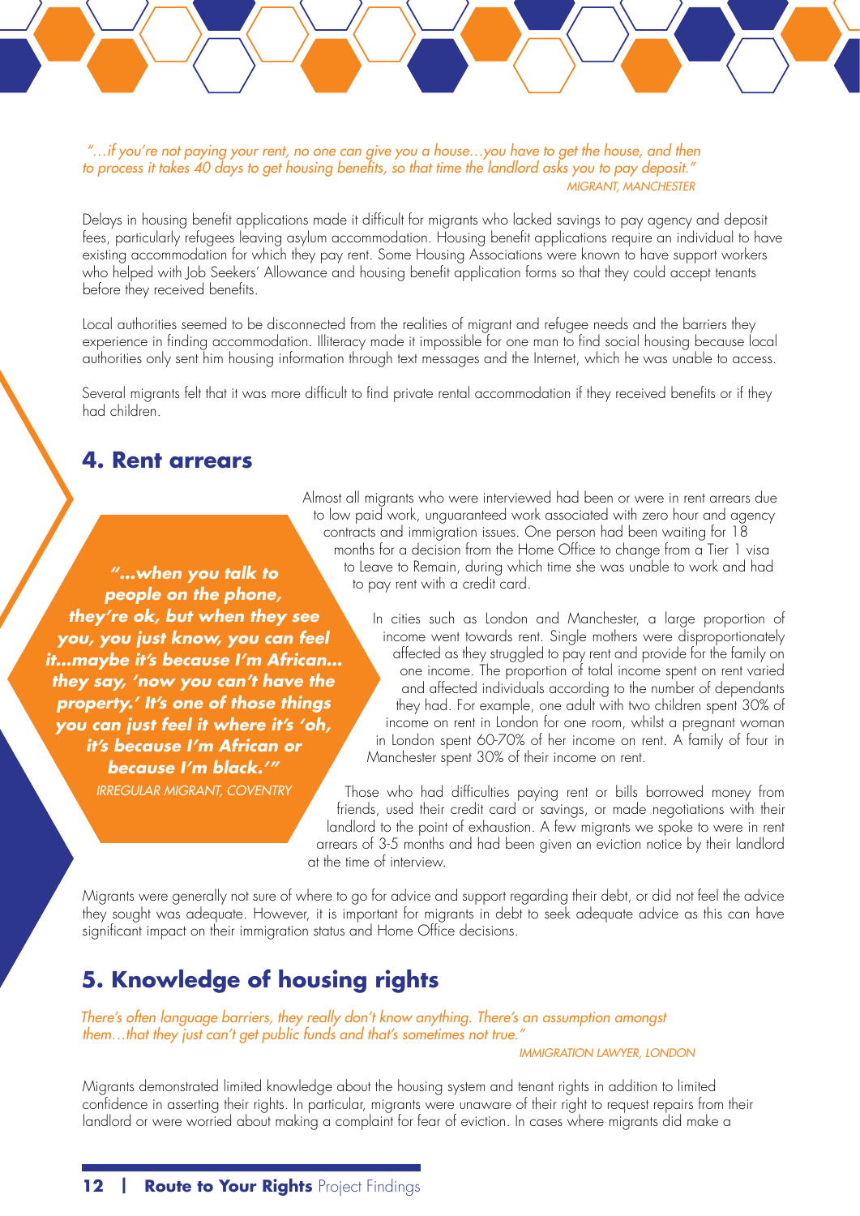*"…if you're not paying your rent, no one can give you a house…you have to get the house, and then to process it takes 40 days to get housing benefits, so that time the landlord asks you to pay deposit."*
*MIGRANT, MANCHESTER*

Delays in housing benefit applications made it difficult for migrants who lacked savings to pay agency and deposit fees, particularly refugees leaving asylum accommodation. Housing benefit applications require an individual to have existing accommodation for which they pay rent. Some Housing Associations were known to have support workers who helped with Job Seekers' Allowance and housing benefit application forms so that they could accept tenants before they received benefits.

Local authorities seemed to be disconnected from the realities of migrant and refugee needs and the barriers they experience in finding accommodation. Illiteracy made it impossible for one man to find social housing because local authorities only sent him housing information through text messages and the Internet, which he was unable to access.

Several migrants felt that it was more difficult to find private rental accommodation if they received benefits or if they had children.

## 4. Rent arrears

***"…when you talk to people on the phone, they're ok, but when they see you, you just know, you can feel it…maybe it's because I'm African… they say, 'now you can't have the property.' It's one of those things you can just feel it where it's 'oh, it's because I'm African or because I'm black.'"***
*IRREGULAR MIGRANT, COVENTRY*

Almost all migrants who were interviewed had been or were in rent arrears due to low paid work, unguaranteed work associated with zero hour and agency contracts and immigration issues. One person had been waiting for 18 months for a decision from the Home Office to change from a Tier 1 visa to Leave to Remain, during which time she was unable to work and had to pay rent with a credit card.

In cities such as London and Manchester, a large proportion of income went towards rent. Single mothers were disproportionately affected as they struggled to pay rent and provide for the family on one income. The proportion of total income spent on rent varied and affected individuals according to the number of dependants they had. For example, one adult with two children spent 30% of income on rent in London for one room, whilst a pregnant woman in London spent 60-70% of her income on rent. A family of four in Manchester spent 30% of their income on rent.

Those who had difficulties paying rent or bills borrowed money from friends, used their credit card or savings, or made negotiations with their landlord to the point of exhaustion. A few migrants we spoke to were in rent arrears of 3-5 months and had been given an eviction notice by their landlord at the time of interview.

Migrants were generally not sure of where to go for advice and support regarding their debt, or did not feel the advice they sought was adequate. However, it is important for migrants in debt to seek adequate advice as this can have significant impact on their immigration status and Home Office decisions.

## 5. Knowledge of housing rights

*There's often language barriers, they really don't know anything. There's an assumption amongst them…that they just can't get public funds and that's sometimes not true."*
*IMMIGRATION LAWYER, LONDON*

Migrants demonstrated limited knowledge about the housing system and tenant rights in addition to limited confidence in asserting their rights. In particular, migrants were unaware of their right to request repairs from their landlord or were worried about making a complaint for fear of eviction. In cases where migrants did make a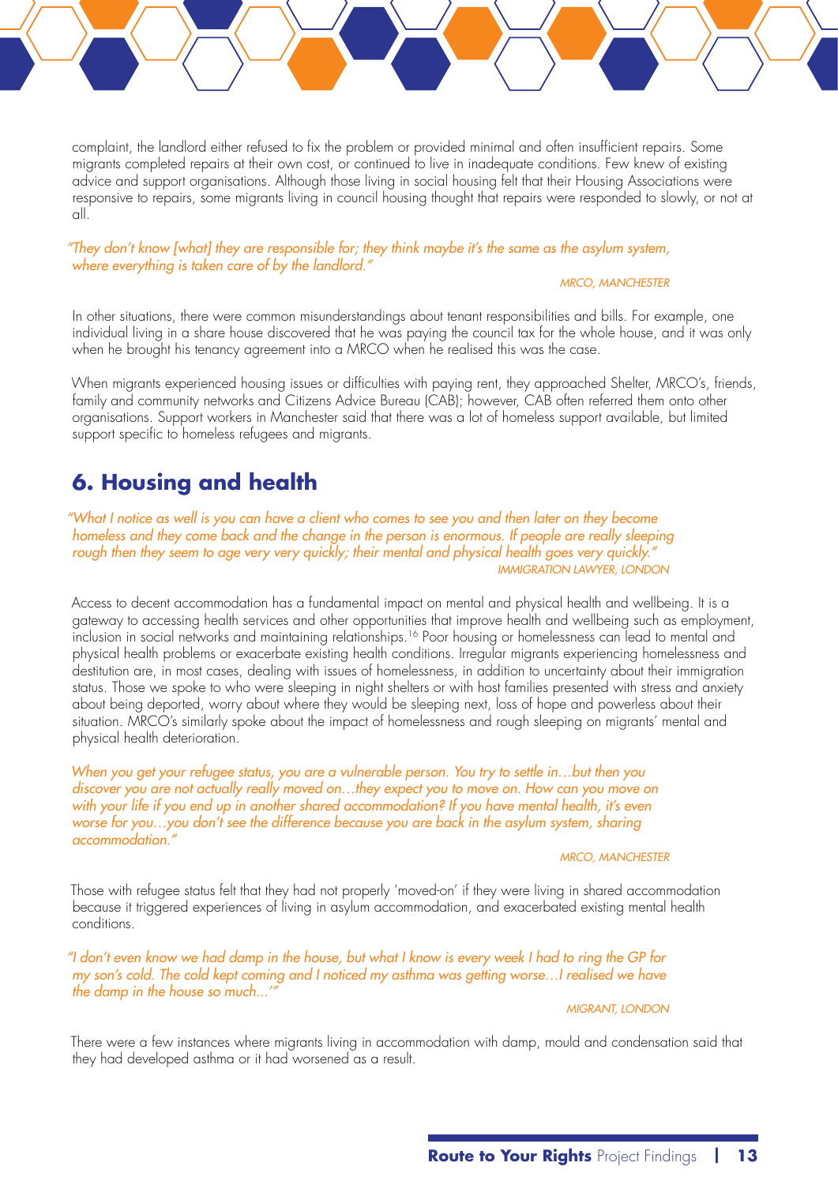complaint, the landlord either refused to fix the problem or provided minimal and often insufficient repairs. Some migrants completed repairs at their own cost, or continued to live in inadequate conditions. Few knew of existing advice and support organisations. Although those living in social housing felt that their Housing Associations were responsive to repairs, some migrants living in council housing thought that repairs were responded to slowly, or not at all.

*"They don't know [what] they are responsible for; they think maybe it's the same as the asylum system, where everything is taken care of by the landlord."*

*MRCO, MANCHESTER*

In other situations, there were common misunderstandings about tenant responsibilities and bills. For example, one individual living in a share house discovered that he was paying the council tax for the whole house, and it was only when he brought his tenancy agreement into a MRCO when he realised this was the case.

When migrants experienced housing issues or difficulties with paying rent, they approached Shelter, MRCO's, friends, family and community networks and Citizens Advice Bureau (CAB); however, CAB often referred them onto other organisations. Support workers in Manchester said that there was a lot of homeless support available, but limited support specific to homeless refugees and migrants.

## 6. Housing and health

*"What I notice as well is you can have a client who comes to see you and then later on they become homeless and they come back and the change in the person is enormous. If people are really sleeping rough then they seem to age very very quickly; their mental and physical health goes very quickly."*

*IMMIGRATION LAWYER, LONDON*

Access to decent accommodation has a fundamental impact on mental and physical health and wellbeing. It is a gateway to accessing health services and other opportunities that improve health and wellbeing such as employment, inclusion in social networks and maintaining relationships.[16] Poor housing or homelessness can lead to mental and physical health problems or exacerbate existing health conditions. Irregular migrants experiencing homelessness and destitution are, in most cases, dealing with issues of homelessness, in addition to uncertainty about their immigration status. Those we spoke to who were sleeping in night shelters or with host families presented with stress and anxiety about being deported, worry about where they would be sleeping next, loss of hope and powerless about their situation. MRCO's similarly spoke about the impact of homelessness and rough sleeping on migrants' mental and physical health deterioration.

*When you get your refugee status, you are a vulnerable person. You try to settle in…but then you discover you are not actually really moved on…they expect you to move on. How can you move on with your life if you end up in another shared accommodation? If you have mental health, it's even worse for you…you don't see the difference because you are back in the asylum system, sharing accommodation."*

*MRCO, MANCHESTER*

Those with refugee status felt that they had not properly 'moved-on' if they were living in shared accommodation because it triggered experiences of living in asylum accommodation, and exacerbated existing mental health conditions.

*"I don't even know we had damp in the house, but what I know is every week I had to ring the GP for my son's cold. The cold kept coming and I noticed my asthma was getting worse…I realised we have the damp in the house so much…'"*

*MIGRANT, LONDON*

There were a few instances where migrants living in accommodation with damp, mould and condensation said that they had developed asthma or it had worsened as a result.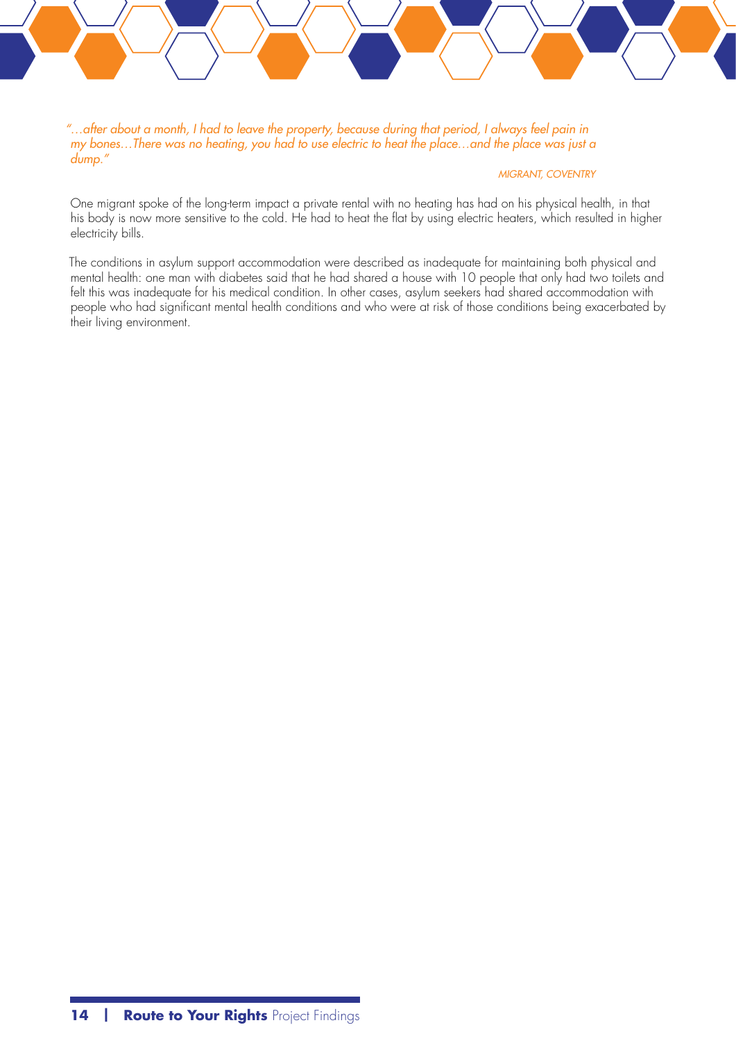*"...after about a month, I had to leave the property, because during that period, I always feel pain in my bones...There was no heating, you had to use electric to heat the place...and the place was just a dump."*

*MIGRANT, COVENTRY*

One migrant spoke of the long-term impact a private rental with no heating has had on his physical health, in that his body is now more sensitive to the cold. He had to heat the flat by using electric heaters, which resulted in higher electricity bills.

The conditions in asylum support accommodation were described as inadequate for maintaining both physical and mental health: one man with diabetes said that he had shared a house with 10 people that only had two toilets and felt this was inadequate for his medical condition. In other cases, asylum seekers had shared accommodation with people who had significant mental health conditions and who were at risk of those conditions being exacerbated by their living environment.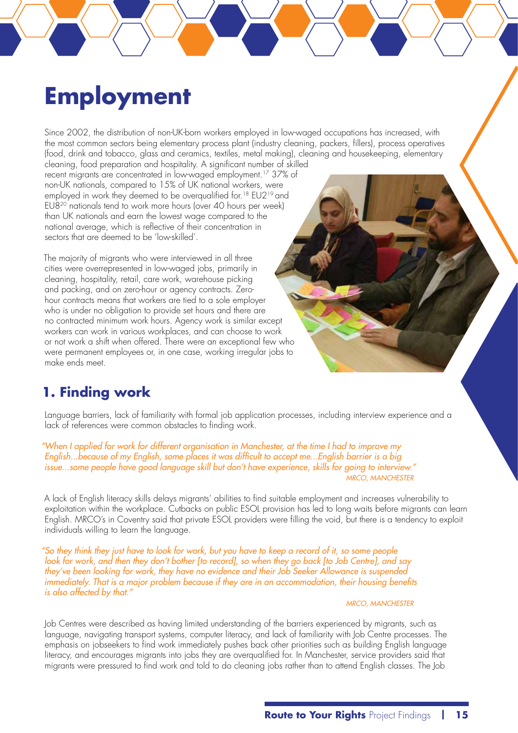# Employment

Since 2002, the distribution of non-UK-born workers employed in low-waged occupations has increased, with the most common sectors being elementary process plant (industry cleaning, packers, fillers), process operatives (food, drink and tobacco, glass and ceramics, textiles, metal making), cleaning and housekeeping, elementary cleaning, food preparation and hospitality. A significant number of skilled recent migrants are concentrated in low-waged employment.[17] 37% of non-UK nationals, compared to 15% of UK national workers, were employed in work they deemed to be overqualified for.[18] EU2[19] and EU8[20] nationals tend to work more hours (over 40 hours per week) than UK nationals and earn the lowest wage compared to the national average, which is reflective of their concentration in sectors that are deemed to be 'low-skilled'.

The majority of migrants who were interviewed in all three cities were overrepresented in low-waged jobs, primarily in cleaning, hospitality, retail, care work, warehouse picking and packing, and on zero-hour or agency contracts. Zero-hour contracts means that workers are tied to a sole employer who is under no obligation to provide set hours and there are no contracted minimum work hours. Agency work is similar except workers can work in various workplaces, and can choose to work or not work a shift when offered. There were an exceptional few who were permanent employees or, in one case, working irregular jobs to make ends meet.

## 1. Finding work

Language barriers, lack of familiarity with formal job application processes, including interview experience and a lack of references were common obstacles to finding work.

*"When I applied for work for different organisation in Manchester, at the time I had to improve my English...because of my English, some places it was difficult to accept me...English barrier is a big issue...some people have good language skill but don't have experience, skills for going to interview."*

*MRCO, MANCHESTER*

A lack of English literacy skills delays migrants' abilities to find suitable employment and increases vulnerability to exploitation within the workplace. Cutbacks on public ESOL provision has led to long waits before migrants can learn English. MRCO's in Coventry said that private ESOL providers were filling the void, but there is a tendency to exploit individuals willing to learn the language.

*"So they think they just have to look for work, but you have to keep a record of it, so some people look for work, and then they don't bother [to record], so when they go back [to Job Centre], and say they've been looking for work, they have no evidence and their Job Seeker Allowance is suspended immediately. That is a major problem because if they are in an accommodation, their housing benefits is also affected by that."*

*MRCO, MANCHESTER*

Job Centres were described as having limited understanding of the barriers experienced by migrants, such as language, navigating transport systems, computer literacy, and lack of familiarity with Job Centre processes. The emphasis on jobseekers to find work immediately pushes back other priorities such as building English language literacy, and encourages migrants into jobs they are overqualified for. In Manchester, service providers said that migrants were pressured to find work and told to do cleaning jobs rather than to attend English classes. The Job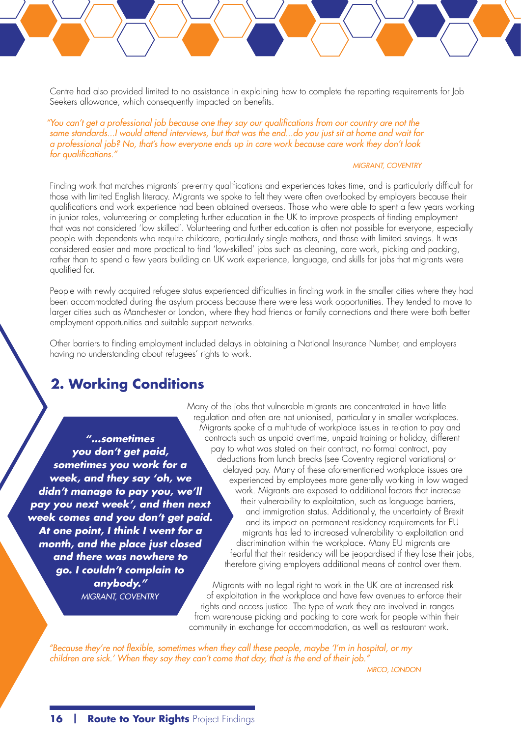Centre had also provided limited to no assistance in explaining how to complete the reporting requirements for Job Seekers allowance, which consequently impacted on benefits.

> *"You can't get a professional job because one they say our qualifications from our country are not the same standards...I would attend interviews, but that was the end...do you just sit at home and wait for a professional job? No, that's how everyone ends up in care work because care work they don't look for qualifications."*
>
> *MIGRANT, COVENTRY*

Finding work that matches migrants' pre-entry qualifications and experiences takes time, and is particularly difficult for those with limited English literacy. Migrants we spoke to felt they were often overlooked by employers because their qualifications and work experience had been obtained overseas. Those who were able to spent a few years working in junior roles, volunteering or completing further education in the UK to improve prospects of finding employment that was not considered 'low skilled'. Volunteering and further education is often not possible for everyone, especially people with dependents who require childcare, particularly single mothers, and those with limited savings. It was considered easier and more practical to find 'low-skilled' jobs such as cleaning, care work, picking and packing, rather than to spend a few years building on UK work experience, language, and skills for jobs that migrants were qualified for.

People with newly acquired refugee status experienced difficulties in finding work in the smaller cities where they had been accommodated during the asylum process because there were less work opportunities. They tended to move to larger cities such as Manchester or London, where they had friends or family connections and there were both better employment opportunities and suitable support networks.

Other barriers to finding employment included delays in obtaining a National Insurance Number, and employers having no understanding about refugees' rights to work.

## 2. Working Conditions

> ***"...sometimes you don't get paid, sometimes you work for a week, and they say 'oh, we didn't manage to pay you, we'll pay you next week', and then next week comes and you don't get paid. At one point, I think I went for a month, and the place just closed and there was nowhere to go. I couldn't complain to anybody."***
>
> *MIGRANT, COVENTRY*

Many of the jobs that vulnerable migrants are concentrated in have little regulation and often are not unionised, particularly in smaller workplaces. Migrants spoke of a multitude of workplace issues in relation to pay and contracts such as unpaid overtime, unpaid training or holiday, different pay to what was stated on their contract, no formal contract, pay deductions from lunch breaks (see Coventry regional variations) or delayed pay. Many of these aforementioned workplace issues are experienced by employees more generally working in low waged work. Migrants are exposed to additional factors that increase their vulnerability to exploitation, such as language barriers, and immigration status. Additionally, the uncertainty of Brexit and its impact on permanent residency requirements for EU migrants has led to increased vulnerability to exploitation and discrimination within the workplace. Many EU migrants are fearful that their residency will be jeopardised if they lose their jobs, therefore giving employers additional means of control over them.

Migrants with no legal right to work in the UK are at increased risk of exploitation in the workplace and have few avenues to enforce their rights and access justice. The type of work they are involved in ranges from warehouse picking and packing to care work for people within their community in exchange for accommodation, as well as restaurant work.

> *"Because they're not flexible, sometimes when they call these people, maybe 'I'm in hospital, or my children are sick.' When they say they can't come that day, that is the end of their job."*
>
> *MRCO, LONDON*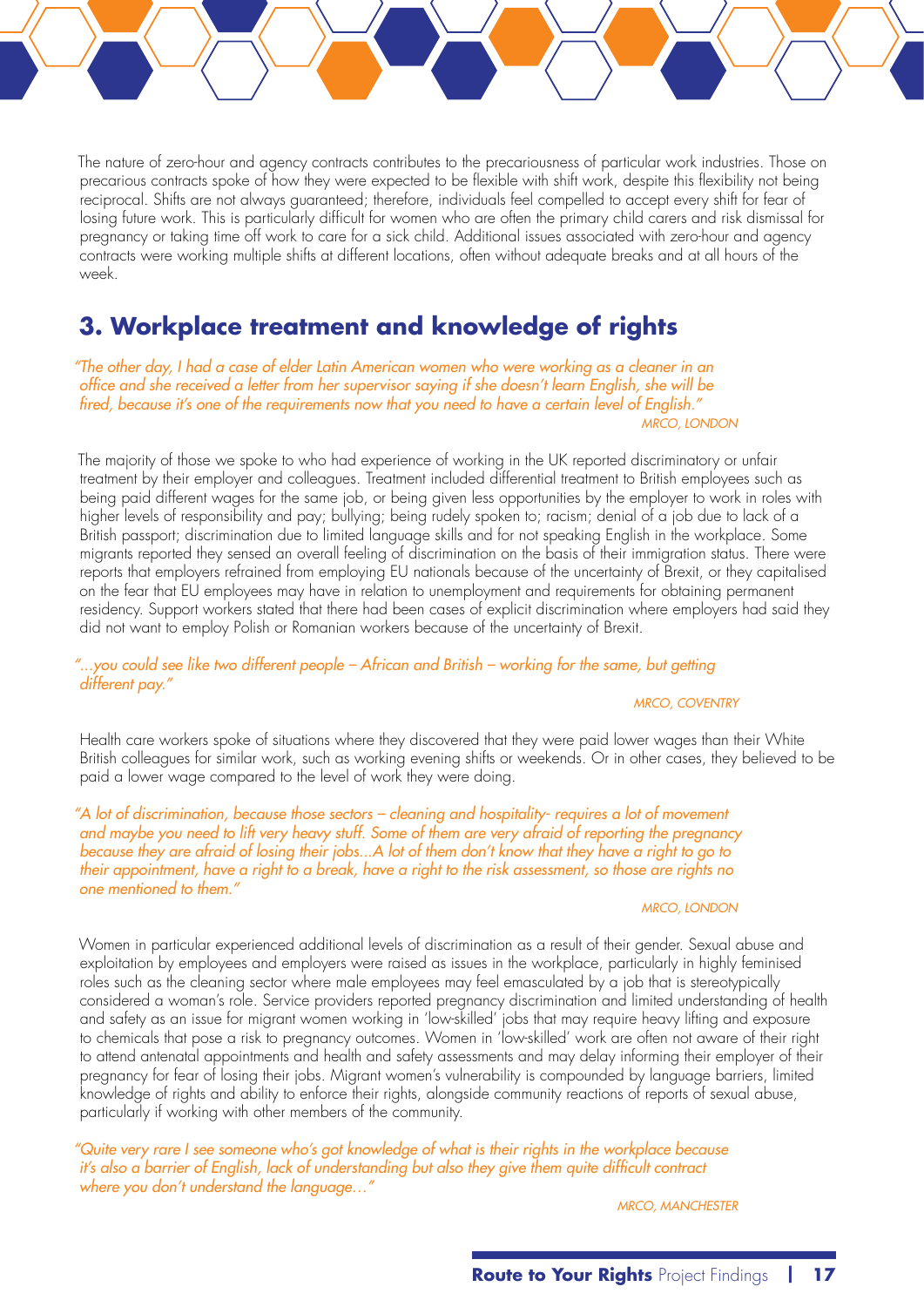The nature of zero-hour and agency contracts contributes to the precariousness of particular work industries. Those on precarious contracts spoke of how they were expected to be flexible with shift work, despite this flexibility not being reciprocal. Shifts are not always guaranteed; therefore, individuals feel compelled to accept every shift for fear of losing future work. This is particularly difficult for women who are often the primary child carers and risk dismissal for pregnancy or taking time off work to care for a sick child. Additional issues associated with zero-hour and agency contracts were working multiple shifts at different locations, often without adequate breaks and at all hours of the week.

## 3. Workplace treatment and knowledge of rights

*"The other day, I had a case of elder Latin American women who were working as a cleaner in an office and she received a letter from her supervisor saying if she doesn't learn English, she will be fired, because it's one of the requirements now that you need to have a certain level of English."*

*MRCO, LONDON*

The majority of those we spoke to who had experience of working in the UK reported discriminatory or unfair treatment by their employer and colleagues. Treatment included differential treatment to British employees such as being paid different wages for the same job, or being given less opportunities by the employer to work in roles with higher levels of responsibility and pay; bullying; being rudely spoken to; racism; denial of a job due to lack of a British passport; discrimination due to limited language skills and for not speaking English in the workplace. Some migrants reported they sensed an overall feeling of discrimination on the basis of their immigration status. There were reports that employers refrained from employing EU nationals because of the uncertainty of Brexit, or they capitalised on the fear that EU employees may have in relation to unemployment and requirements for obtaining permanent residency. Support workers stated that there had been cases of explicit discrimination where employers had said they did not want to employ Polish or Romanian workers because of the uncertainty of Brexit.

*"...you could see like two different people – African and British – working for the same, but getting different pay."*

*MRCO, COVENTRY*

Health care workers spoke of situations where they discovered that they were paid lower wages than their White British colleagues for similar work, such as working evening shifts or weekends. Or in other cases, they believed to be paid a lower wage compared to the level of work they were doing.

*"A lot of discrimination, because those sectors – cleaning and hospitality- requires a lot of movement and maybe you need to lift very heavy stuff. Some of them are very afraid of reporting the pregnancy because they are afraid of losing their jobs...A lot of them don't know that they have a right to go to their appointment, have a right to a break, have a right to the risk assessment, so those are rights no one mentioned to them."*

*MRCO, LONDON*

Women in particular experienced additional levels of discrimination as a result of their gender. Sexual abuse and exploitation by employees and employers were raised as issues in the workplace, particularly in highly feminised roles such as the cleaning sector where male employees may feel emasculated by a job that is stereotypically considered a woman's role. Service providers reported pregnancy discrimination and limited understanding of health and safety as an issue for migrant women working in 'low-skilled' jobs that may require heavy lifting and exposure to chemicals that pose a risk to pregnancy outcomes. Women in 'low-skilled' work are often not aware of their right to attend antenatal appointments and health and safety assessments and may delay informing their employer of their pregnancy for fear of losing their jobs. Migrant women's vulnerability is compounded by language barriers, limited knowledge of rights and ability to enforce their rights, alongside community reactions of reports of sexual abuse, particularly if working with other members of the community.

*"Quite very rare I see someone who's got knowledge of what is their rights in the workplace because it's also a barrier of English, lack of understanding but also they give them quite difficult contract where you don't understand the language..."*

*MRCO, MANCHESTER*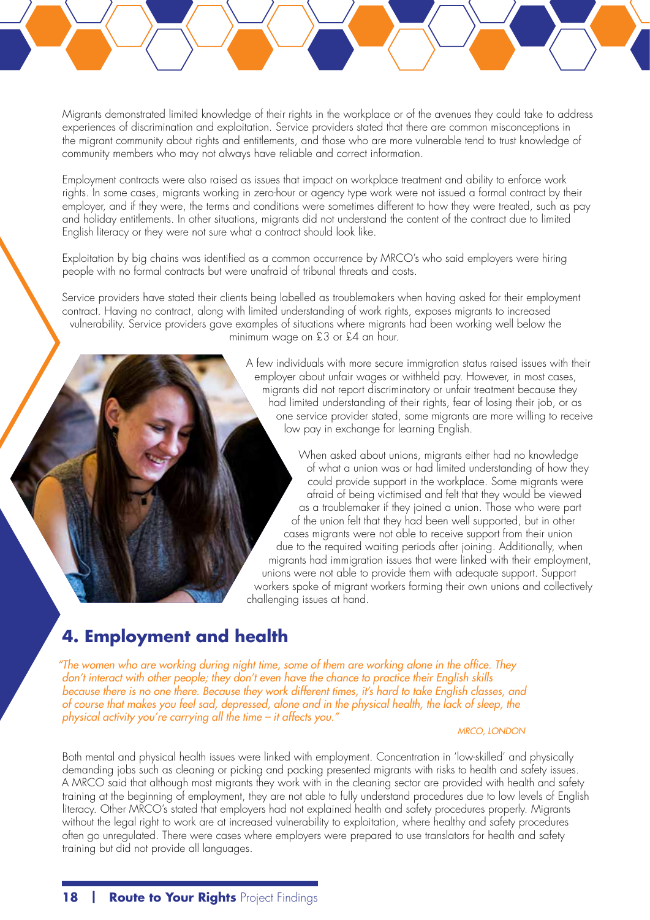Migrants demonstrated limited knowledge of their rights in the workplace or of the avenues they could take to address experiences of discrimination and exploitation. Service providers stated that there are common misconceptions in the migrant community about rights and entitlements, and those who are more vulnerable tend to trust knowledge of community members who may not always have reliable and correct information.

Employment contracts were also raised as issues that impact on workplace treatment and ability to enforce work rights. In some cases, migrants working in zero-hour or agency type work were not issued a formal contract by their employer, and if they were, the terms and conditions were sometimes different to how they were treated, such as pay and holiday entitlements. In other situations, migrants did not understand the content of the contract due to limited English literacy or they were not sure what a contract should look like.

Exploitation by big chains was identified as a common occurrence by MRCO's who said employers were hiring people with no formal contracts but were unafraid of tribunal threats and costs.

Service providers have stated their clients being labelled as troublemakers when having asked for their employment contract. Having no contract, along with limited understanding of work rights, exposes migrants to increased vulnerability. Service providers gave examples of situations where migrants had been working well below the minimum wage on £3 or £4 an hour.

A few individuals with more secure immigration status raised issues with their employer about unfair wages or withheld pay. However, in most cases, migrants did not report discriminatory or unfair treatment because they had limited understanding of their rights, fear of losing their job, or as one service provider stated, some migrants are more willing to receive low pay in exchange for learning English.

When asked about unions, migrants either had no knowledge of what a union was or had limited understanding of how they could provide support in the workplace. Some migrants were afraid of being victimised and felt that they would be viewed as a troublemaker if they joined a union. Those who were part of the union felt that they had been well supported, but in other cases migrants were not able to receive support from their union due to the required waiting periods after joining. Additionally, when migrants had immigration issues that were linked with their employment, unions were not able to provide them with adequate support. Support workers spoke of migrant workers forming their own unions and collectively challenging issues at hand.

## 4. Employment and health

*"The women who are working during night time, some of them are working alone in the office. They don't interact with other people; they don't even have the chance to practice their English skills because there is no one there. Because they work different times, it's hard to take English classes, and of course that makes you feel sad, depressed, alone and in the physical health, the lack of sleep, the physical activity you're carrying all the time – it affects you."*

*MRCO, LONDON*

Both mental and physical health issues were linked with employment. Concentration in 'low-skilled' and physically demanding jobs such as cleaning or picking and packing presented migrants with risks to health and safety issues. A MRCO said that although most migrants they work with in the cleaning sector are provided with health and safety training at the beginning of employment, they are not able to fully understand procedures due to low levels of English literacy. Other MRCO's stated that employers had not explained health and safety procedures properly. Migrants without the legal right to work are at increased vulnerability to exploitation, where healthy and safety procedures often go unregulated. There were cases where employers were prepared to use translators for health and safety training but did not provide all languages.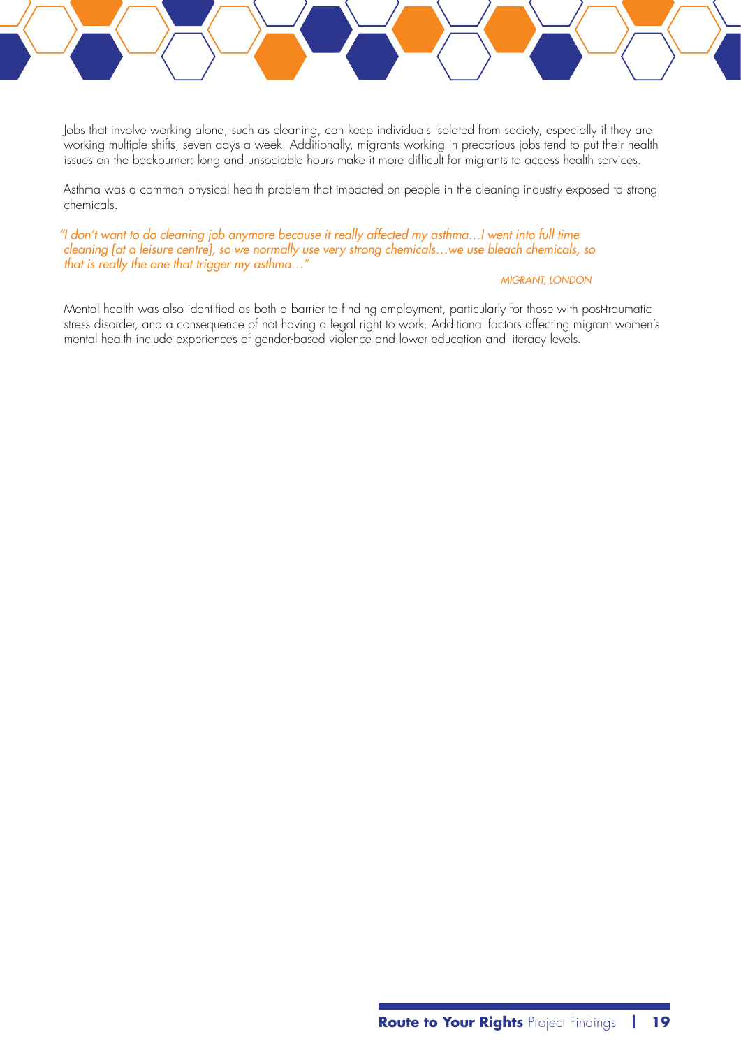Jobs that involve working alone, such as cleaning, can keep individuals isolated from society, especially if they are working multiple shifts, seven days a week. Additionally, migrants working in precarious jobs tend to put their health issues on the backburner: long and unsociable hours make it more difficult for migrants to access health services.

Asthma was a common physical health problem that impacted on people in the cleaning industry exposed to strong chemicals.

> *"I don't want to do cleaning job anymore because it really affected my asthma…I went into full time cleaning [at a leisure centre], so we normally use very strong chemicals…we use bleach chemicals, so that is really the one that trigger my asthma…"*
>
> *MIGRANT, LONDON*

Mental health was also identified as both a barrier to finding employment, particularly for those with post-traumatic stress disorder, and a consequence of not having a legal right to work. Additional factors affecting migrant women's mental health include experiences of gender-based violence and lower education and literacy levels.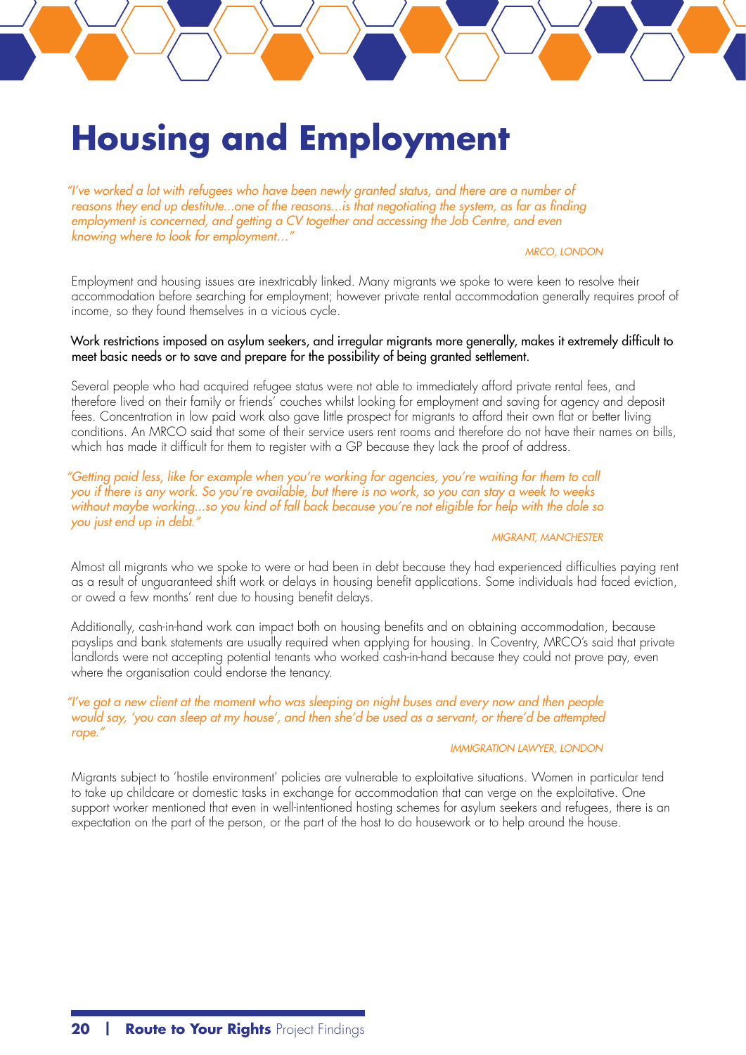# Housing and Employment

*"I've worked a lot with refugees who have been newly granted status, and there are a number of reasons they end up destitute...one of the reasons...is that negotiating the system, as far as finding employment is concerned, and getting a CV together and accessing the Job Centre, and even knowing where to look for employment..."*

*MRCO, LONDON*

Employment and housing issues are inextricably linked. Many migrants we spoke to were keen to resolve their accommodation before searching for employment; however private rental accommodation generally requires proof of income, so they found themselves in a vicious cycle.

Work restrictions imposed on asylum seekers, and irregular migrants more generally, makes it extremely difficult to meet basic needs or to save and prepare for the possibility of being granted settlement.

Several people who had acquired refugee status were not able to immediately afford private rental fees, and therefore lived on their family or friends' couches whilst looking for employment and saving for agency and deposit fees. Concentration in low paid work also gave little prospect for migrants to afford their own flat or better living conditions. An MRCO said that some of their service users rent rooms and therefore do not have their names on bills, which has made it difficult for them to register with a GP because they lack the proof of address.

*"Getting paid less, like for example when you're working for agencies, you're waiting for them to call you if there is any work. So you're available, but there is no work, so you can stay a week to weeks without maybe working...so you kind of fall back because you're not eligible for help with the dole so you just end up in debt."*

*MIGRANT, MANCHESTER*

Almost all migrants who we spoke to were or had been in debt because they had experienced difficulties paying rent as a result of unguaranteed shift work or delays in housing benefit applications. Some individuals had faced eviction, or owed a few months' rent due to housing benefit delays.

Additionally, cash-in-hand work can impact both on housing benefits and on obtaining accommodation, because payslips and bank statements are usually required when applying for housing. In Coventry, MRCO's said that private landlords were not accepting potential tenants who worked cash-in-hand because they could not prove pay, even where the organisation could endorse the tenancy.

*"I've got a new client at the moment who was sleeping on night buses and every now and then people would say, 'you can sleep at my house', and then she'd be used as a servant, or there'd be attempted rape."*

*IMMIGRATION LAWYER, LONDON*

Migrants subject to 'hostile environment' policies are vulnerable to exploitative situations. Women in particular tend to take up childcare or domestic tasks in exchange for accommodation that can verge on the exploitative. One support worker mentioned that even in well-intentioned hosting schemes for asylum seekers and refugees, there is an expectation on the part of the person, or the part of the host to do housework or to help around the house.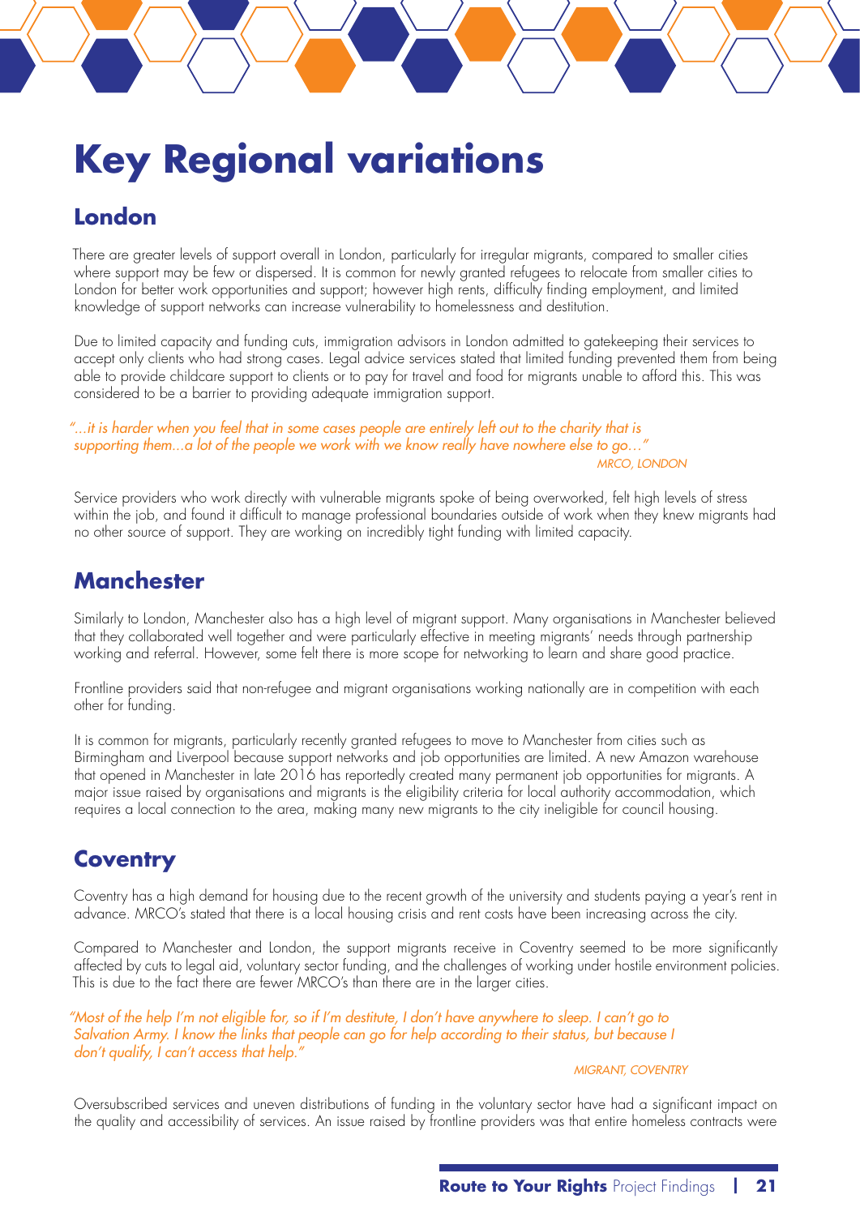# Key Regional variations

## London

There are greater levels of support overall in London, particularly for irregular migrants, compared to smaller cities where support may be few or dispersed. It is common for newly granted refugees to relocate from smaller cities to London for better work opportunities and support; however high rents, difficulty finding employment, and limited knowledge of support networks can increase vulnerability to homelessness and destitution.

Due to limited capacity and funding cuts, immigration advisors in London admitted to gatekeeping their services to accept only clients who had strong cases. Legal advice services stated that limited funding prevented them from being able to provide childcare support to clients or to pay for travel and food for migrants unable to afford this. This was considered to be a barrier to providing adequate immigration support.

*"...it is harder when you feel that in some cases people are entirely left out to the charity that is supporting them...a lot of the people we work with we know really have nowhere else to go..."*

*MRCO, LONDON*

Service providers who work directly with vulnerable migrants spoke of being overworked, felt high levels of stress within the job, and found it difficult to manage professional boundaries outside of work when they knew migrants had no other source of support. They are working on incredibly tight funding with limited capacity.

## Manchester

Similarly to London, Manchester also has a high level of migrant support. Many organisations in Manchester believed that they collaborated well together and were particularly effective in meeting migrants' needs through partnership working and referral. However, some felt there is more scope for networking to learn and share good practice.

Frontline providers said that non-refugee and migrant organisations working nationally are in competition with each other for funding.

It is common for migrants, particularly recently granted refugees to move to Manchester from cities such as Birmingham and Liverpool because support networks and job opportunities are limited. A new Amazon warehouse that opened in Manchester in late 2016 has reportedly created many permanent job opportunities for migrants. A major issue raised by organisations and migrants is the eligibility criteria for local authority accommodation, which requires a local connection to the area, making many new migrants to the city ineligible for council housing.

## Coventry

Coventry has a high demand for housing due to the recent growth of the university and students paying a year's rent in advance. MRCO's stated that there is a local housing crisis and rent costs have been increasing across the city.

Compared to Manchester and London, the support migrants receive in Coventry seemed to be more significantly affected by cuts to legal aid, voluntary sector funding, and the challenges of working under hostile environment policies. This is due to the fact there are fewer MRCO's than there are in the larger cities.

*"Most of the help I'm not eligible for, so if I'm destitute, I don't have anywhere to sleep. I can't go to Salvation Army. I know the links that people can go for help according to their status, but because I don't qualify, I can't access that help."*

*MIGRANT, COVENTRY*

Oversubscribed services and uneven distributions of funding in the voluntary sector have had a significant impact on the quality and accessibility of services. An issue raised by frontline providers was that entire homeless contracts were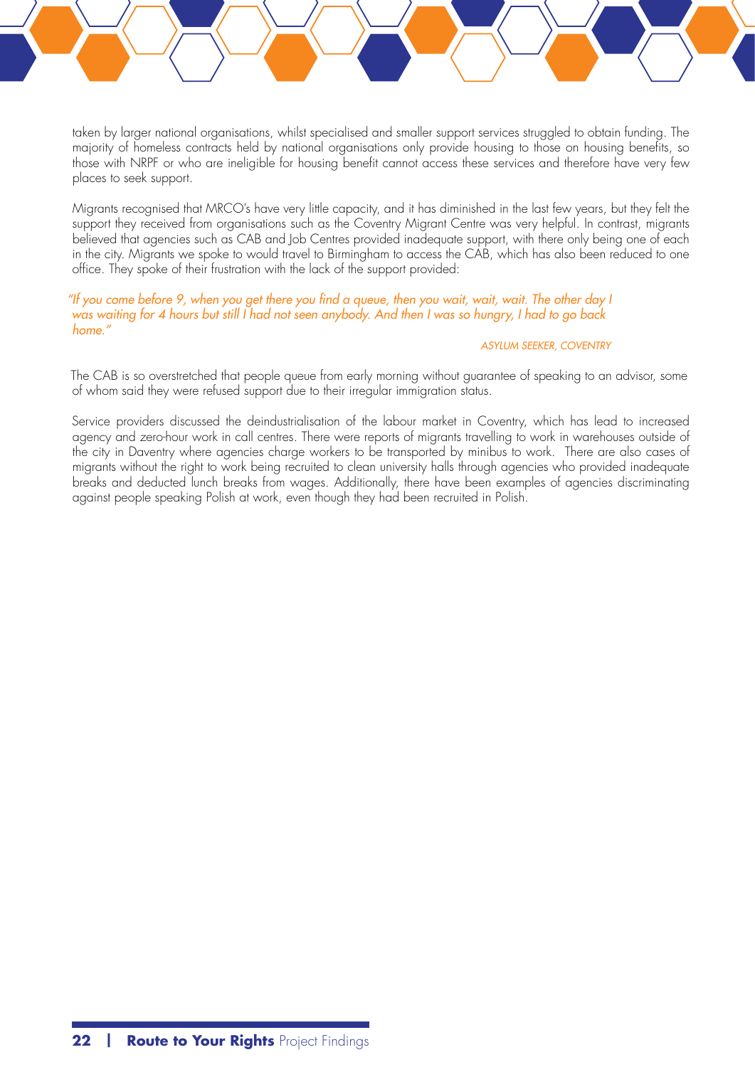taken by larger national organisations, whilst specialised and smaller support services struggled to obtain funding. The majority of homeless contracts held by national organisations only provide housing to those on housing benefits, so those with NRPF or who are ineligible for housing benefit cannot access these services and therefore have very few places to seek support.

Migrants recognised that MRCO's have very little capacity, and it has diminished in the last few years, but they felt the support they received from organisations such as the Coventry Migrant Centre was very helpful. In contrast, migrants believed that agencies such as CAB and Job Centres provided inadequate support, with there only being one of each in the city. Migrants we spoke to would travel to Birmingham to access the CAB, which has also been reduced to one office. They spoke of their frustration with the lack of the support provided:

> *"If you come before 9, when you get there you find a queue, then you wait, wait, wait. The other day I was waiting for 4 hours but still I had not seen anybody. And then I was so hungry, I had to go back home."*
>
> *ASYLUM SEEKER, COVENTRY*

The CAB is so overstretched that people queue from early morning without guarantee of speaking to an advisor, some of whom said they were refused support due to their irregular immigration status.

Service providers discussed the deindustrialisation of the labour market in Coventry, which has lead to increased agency and zero-hour work in call centres. There were reports of migrants travelling to work in warehouses outside of the city in Daventry where agencies charge workers to be transported by minibus to work. There are also cases of migrants without the right to work being recruited to clean university halls through agencies who provided inadequate breaks and deducted lunch breaks from wages. Additionally, there have been examples of agencies discriminating against people speaking Polish at work, even though they had been recruited in Polish.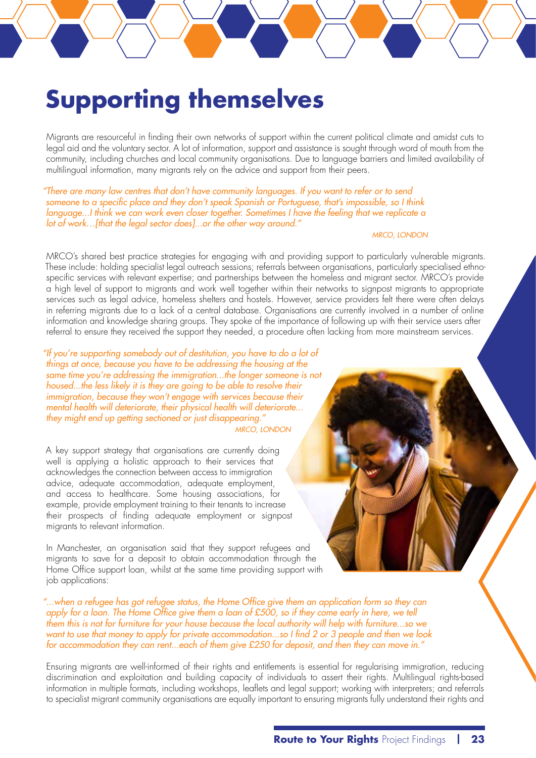# Supporting themselves

Migrants are resourceful in finding their own networks of support within the current political climate and amidst cuts to legal aid and the voluntary sector. A lot of information, support and assistance is sought through word of mouth from the community, including churches and local community organisations. Due to language barriers and limited availability of multilingual information, many migrants rely on the advice and support from their peers.

*"There are many law centres that don't have community languages. If you want to refer or to send someone to a specific place and they don't speak Spanish or Portuguese, that's impossible, so I think language...I think we can work even closer together. Sometimes I have the feeling that we replicate a lot of work…[that the legal sector does]...or the other way around."*

*MRCO, LONDON*

MRCO's shared best practice strategies for engaging with and providing support to particularly vulnerable migrants. These include: holding specialist legal outreach sessions; referrals between organisations, particularly specialised ethno-specific services with relevant expertise; and partnerships between the homeless and migrant sector. MRCO's provide a high level of support to migrants and work well together within their networks to signpost migrants to appropriate services such as legal advice, homeless shelters and hostels. However, service providers felt there were often delays in referring migrants due to a lack of a central database. Organisations are currently involved in a number of online information and knowledge sharing groups. They spoke of the importance of following up with their service users after referral to ensure they received the support they needed, a procedure often lacking from more mainstream services.

*"If you're supporting somebody out of destitution, you have to do a lot of things at once, because you have to be addressing the housing at the same time you're addressing the immigration...the longer someone is not housed...the less likely it is they are going to be able to resolve their immigration, because they won't engage with services because their mental health will deteriorate, their physical health will deteriorate... they might end up getting sectioned or just disappearing."*

*MRCO, LONDON*

A key support strategy that organisations are currently doing well is applying a holistic approach to their services that acknowledges the connection between access to immigration advice, adequate accommodation, adequate employment, and access to healthcare. Some housing associations, for example, provide employment training to their tenants to increase their prospects of finding adequate employment or signpost migrants to relevant information.

In Manchester, an organisation said that they support refugees and migrants to save for a deposit to obtain accommodation through the Home Office support loan, whilst at the same time providing support with job applications:

*"...when a refugee has got refugee status, the Home Office give them an application form so they can apply for a loan. The Home Office give them a loan of £500, so if they come early in here, we tell them this is not for furniture for your house because the local authority will help with furniture...so we want to use that money to apply for private accommodation...so I find 2 or 3 people and then we look for accommodation they can rent...each of them give £250 for deposit, and then they can move in."*

Ensuring migrants are well-informed of their rights and entitlements is essential for regularising immigration, reducing discrimination and exploitation and building capacity of individuals to assert their rights. Multilingual rights-based information in multiple formats, including workshops, leaflets and legal support; working with interpreters; and referrals to specialist migrant community organisations are equally important to ensuring migrants fully understand their rights and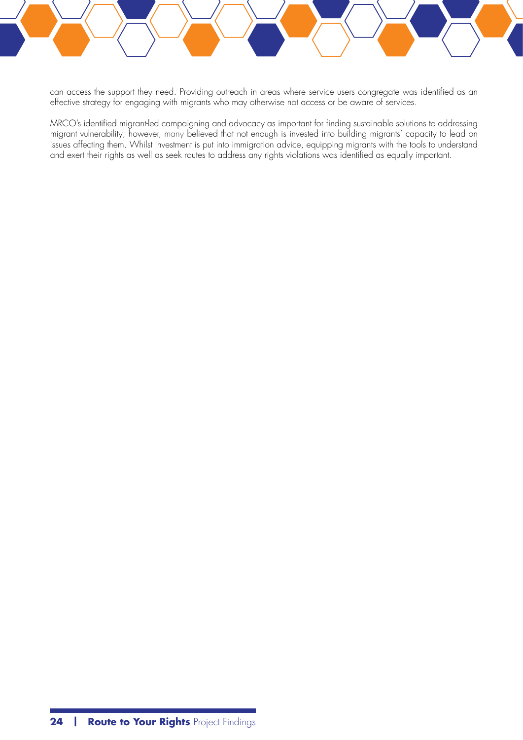can access the support they need. Providing outreach in areas where service users congregate was identified as an effective strategy for engaging with migrants who may otherwise not access or be aware of services.

MRCO's identified migrant-led campaigning and advocacy as important for finding sustainable solutions to addressing migrant vulnerability; however, many believed that not enough is invested into building migrants' capacity to lead on issues affecting them. Whilst investment is put into immigration advice, equipping migrants with the tools to understand and exert their rights as well as seek routes to address any rights violations was identified as equally important.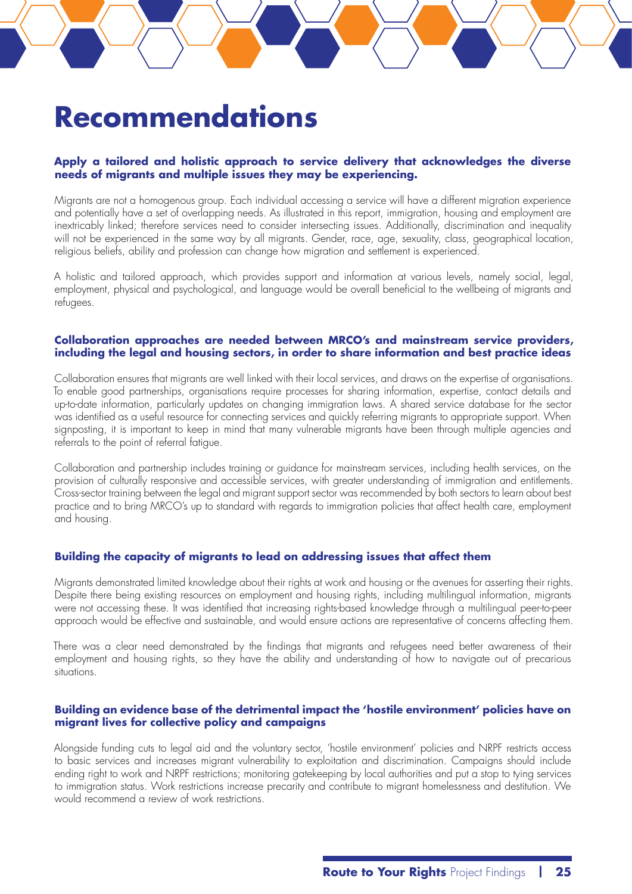# Recommendations

**Apply a tailored and holistic approach to service delivery that acknowledges the diverse needs of migrants and multiple issues they may be experiencing.**

Migrants are not a homogenous group. Each individual accessing a service will have a different migration experience and potentially have a set of overlapping needs. As illustrated in this report, immigration, housing and employment are inextricably linked; therefore services need to consider intersecting issues. Additionally, discrimination and inequality will not be experienced in the same way by all migrants. Gender, race, age, sexuality, class, geographical location, religious beliefs, ability and profession can change how migration and settlement is experienced.

A holistic and tailored approach, which provides support and information at various levels, namely social, legal, employment, physical and psychological, and language would be overall beneficial to the wellbeing of migrants and refugees.

**Collaboration approaches are needed between MRCO's and mainstream service providers, including the legal and housing sectors, in order to share information and best practice ideas**

Collaboration ensures that migrants are well linked with their local services, and draws on the expertise of organisations. To enable good partnerships, organisations require processes for sharing information, expertise, contact details and up-to-date information, particularly updates on changing immigration laws. A shared service database for the sector was identified as a useful resource for connecting services and quickly referring migrants to appropriate support. When signposting, it is important to keep in mind that many vulnerable migrants have been through multiple agencies and referrals to the point of referral fatigue.

Collaboration and partnership includes training or guidance for mainstream services, including health services, on the provision of culturally responsive and accessible services, with greater understanding of immigration and entitlements. Cross-sector training between the legal and migrant support sector was recommended by both sectors to learn about best practice and to bring MRCO's up to standard with regards to immigration policies that affect health care, employment and housing.

**Building the capacity of migrants to lead on addressing issues that affect them**

Migrants demonstrated limited knowledge about their rights at work and housing or the avenues for asserting their rights. Despite there being existing resources on employment and housing rights, including multilingual information, migrants were not accessing these. It was identified that increasing rights-based knowledge through a multilingual peer-to-peer approach would be effective and sustainable, and would ensure actions are representative of concerns affecting them.

There was a clear need demonstrated by the findings that migrants and refugees need better awareness of their employment and housing rights, so they have the ability and understanding of how to navigate out of precarious situations.

**Building an evidence base of the detrimental impact the 'hostile environment' policies have on migrant lives for collective policy and campaigns**

Alongside funding cuts to legal aid and the voluntary sector, 'hostile environment' policies and NRPF restricts access to basic services and increases migrant vulnerability to exploitation and discrimination. Campaigns should include ending right to work and NRPF restrictions; monitoring gatekeeping by local authorities and put a stop to tying services to immigration status. Work restrictions increase precarity and contribute to migrant homelessness and destitution. We would recommend a review of work restrictions.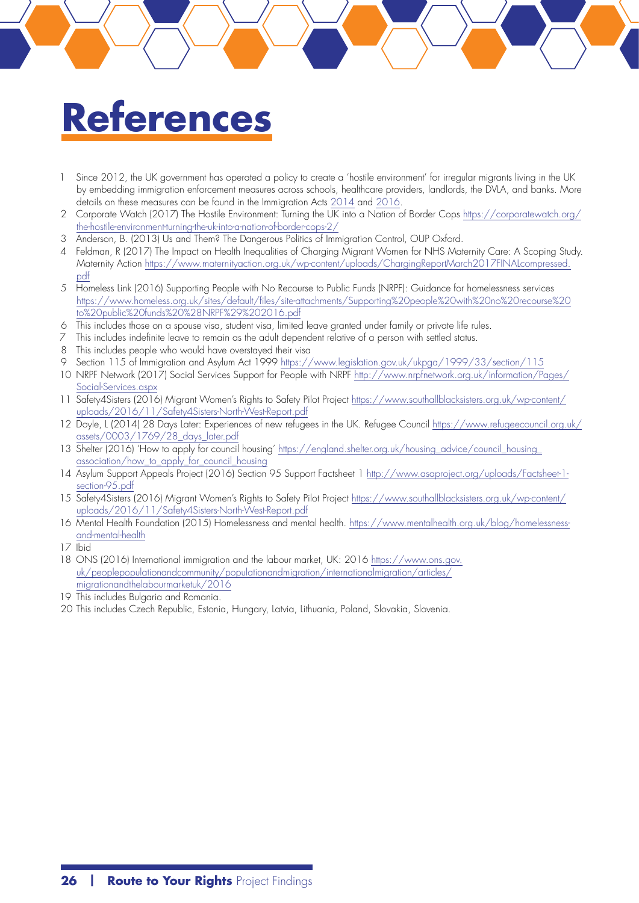# References

1. Since 2012, the UK government has operated a policy to create a 'hostile environment' for irregular migrants living in the UK by embedding immigration enforcement measures across schools, healthcare providers, landlords, the DVLA, and banks. More details on these measures can be found in the Immigration Acts 2014 and 2016.
2. Corporate Watch (2017) The Hostile Environment: Turning the UK into a Nation of Border Cops https://corporatewatch.org/the-hostile-environment-turning-the-uk-into-a-nation-of-border-cops-2/
3. Anderson, B. (2013) Us and Them? The Dangerous Politics of Immigration Control, OUP Oxford.
4. Feldman, R (2017) The Impact on Health Inequalities of Charging Migrant Women for NHS Maternity Care: A Scoping Study. Maternity Action https://www.maternityaction.org.uk/wp-content/uploads/ChargingReportMarch2017FINALcompressed.pdf
5. Homeless Link (2016) Supporting People with No Recourse to Public Funds (NRPF): Guidance for homelessness services https://www.homeless.org.uk/sites/default/files/site-attachments/Supporting%20people%20with%20no%20recourse%20to%20public%20funds%20%28NRPF%29%202016.pdf
6. This includes those on a spouse visa, student visa, limited leave granted under family or private life rules.
7. This includes indefinite leave to remain as the adult dependent relative of a person with settled status.
8. This includes people who would have overstayed their visa
9. Section 115 of Immigration and Asylum Act 1999 https://www.legislation.gov.uk/ukpga/1999/33/section/115
10. NRPF Network (2017) Social Services Support for People with NRPF http://www.nrpfnetwork.org.uk/information/Pages/Social-Services.aspx
11. Safety4Sisters (2016) Migrant Women's Rights to Safety Pilot Project https://www.southallblacksisters.org.uk/wp-content/uploads/2016/11/Safety4Sisters-North-West-Report.pdf
12. Doyle, L (2014) 28 Days Later: Experiences of new refugees in the UK. Refugee Council https://www.refugeecouncil.org.uk/assets/0003/1769/28_days_later.pdf
13. Shelter (2016) 'How to apply for council housing' https://england.shelter.org.uk/housing_advice/council_housing_association/how_to_apply_for_council_housing
14. Asylum Support Appeals Project (2016) Section 95 Support Factsheet 1 http://www.asaproject.org/uploads/Factsheet-1-section-95.pdf
15. Safety4Sisters (2016) Migrant Women's Rights to Safety Pilot Project https://www.southallblacksisters.org.uk/wp-content/uploads/2016/11/Safety4Sisters-North-West-Report.pdf
16. Mental Health Foundation (2015) Homelessness and mental health. https://www.mentalhealth.org.uk/blog/homelessness-and-mental-health
17. Ibid
18. ONS (2016) International immigration and the labour market, UK: 2016 https://www.ons.gov.uk/peoplepopulationandcommunity/populationandmigration/internationalmigration/articles/migrationandthelabourmarketuk/2016
19. This includes Bulgaria and Romania.
20. This includes Czech Republic, Estonia, Hungary, Latvia, Lithuania, Poland, Slovakia, Slovenia.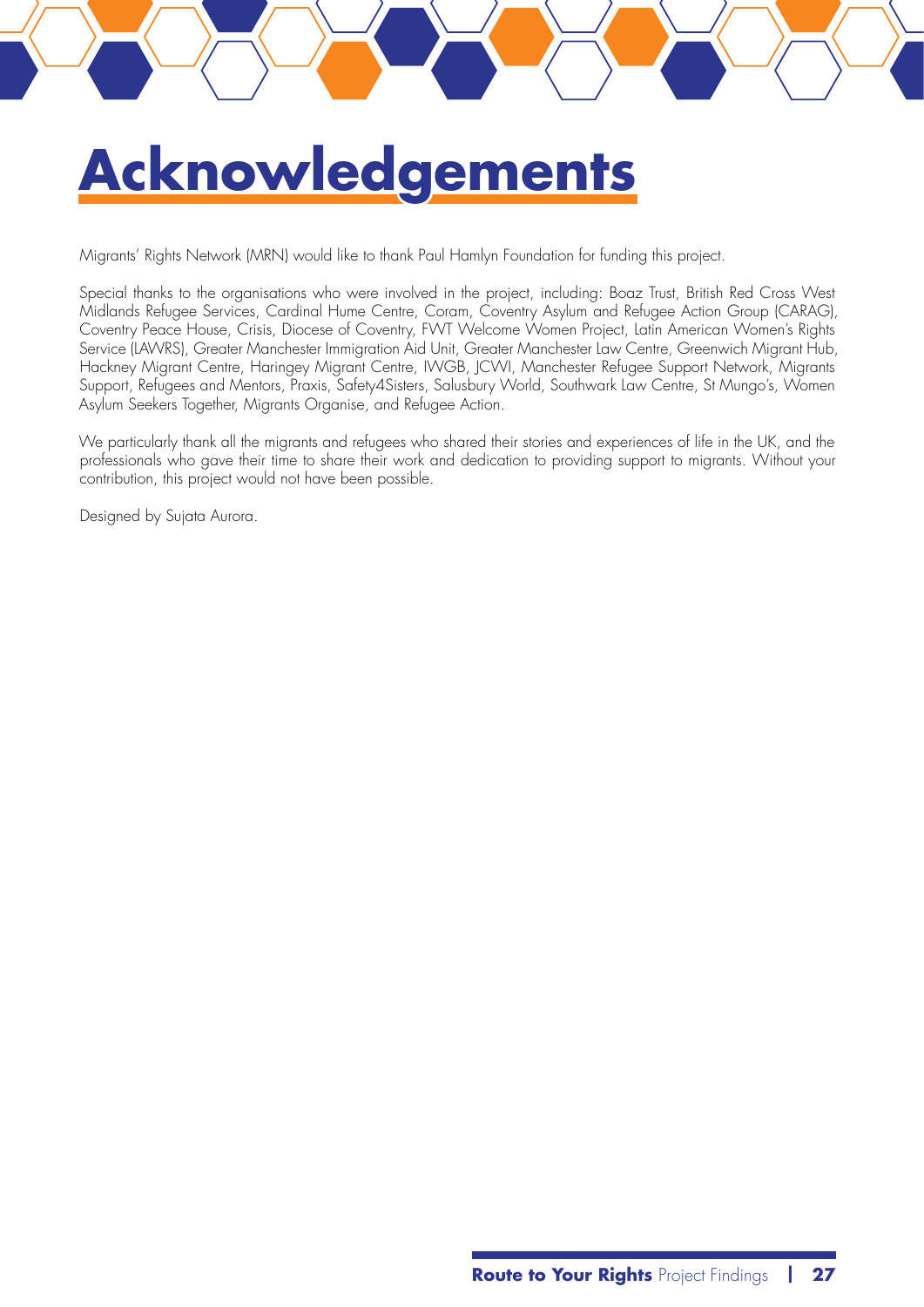# Acknowledgements

Migrants' Rights Network (MRN) would like to thank Paul Hamlyn Foundation for funding this project.

Special thanks to the organisations who were involved in the project, including: Boaz Trust, British Red Cross West Midlands Refugee Services, Cardinal Hume Centre, Coram, Coventry Asylum and Refugee Action Group (CARAG), Coventry Peace House, Crisis, Diocese of Coventry, FWT Welcome Women Project, Latin American Women's Rights Service (LAWRS), Greater Manchester Immigration Aid Unit, Greater Manchester Law Centre, Greenwich Migrant Hub, Hackney Migrant Centre, Haringey Migrant Centre, IWGB, JCWI, Manchester Refugee Support Network, Migrants Support, Refugees and Mentors, Praxis, Safety4Sisters, Salusbury World, Southwark Law Centre, St Mungo's, Women Asylum Seekers Together, Migrants Organise, and Refugee Action.

We particularly thank all the migrants and refugees who shared their stories and experiences of life in the UK, and the professionals who gave their time to share their work and dedication to providing support to migrants. Without your contribution, this project would not have been possible.

Designed by Sujata Aurora.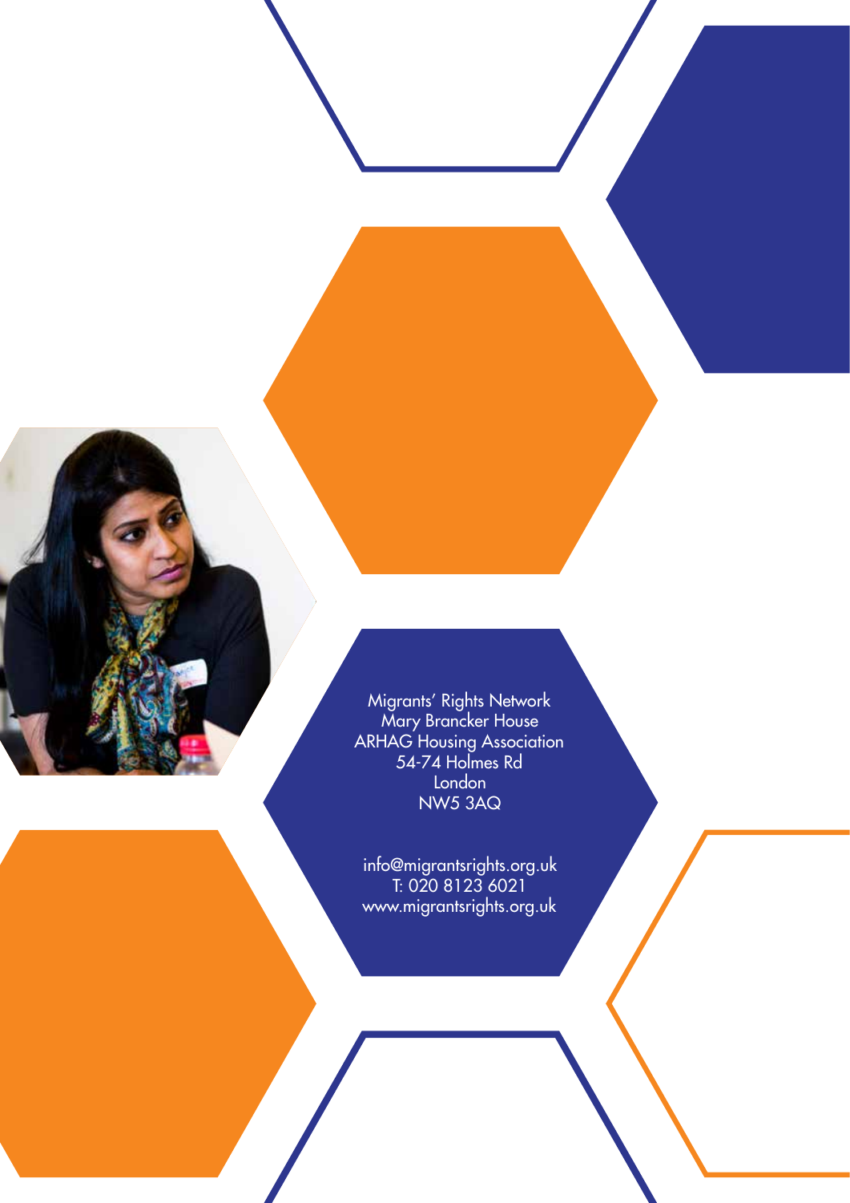Migrants' Rights Network
Mary Brancker House
ARHAG Housing Association
54-74 Holmes Rd
London
NW5 3AQ

info@migrantsrights.org.uk
T: 020 8123 6021
www.migrantsrights.org.uk